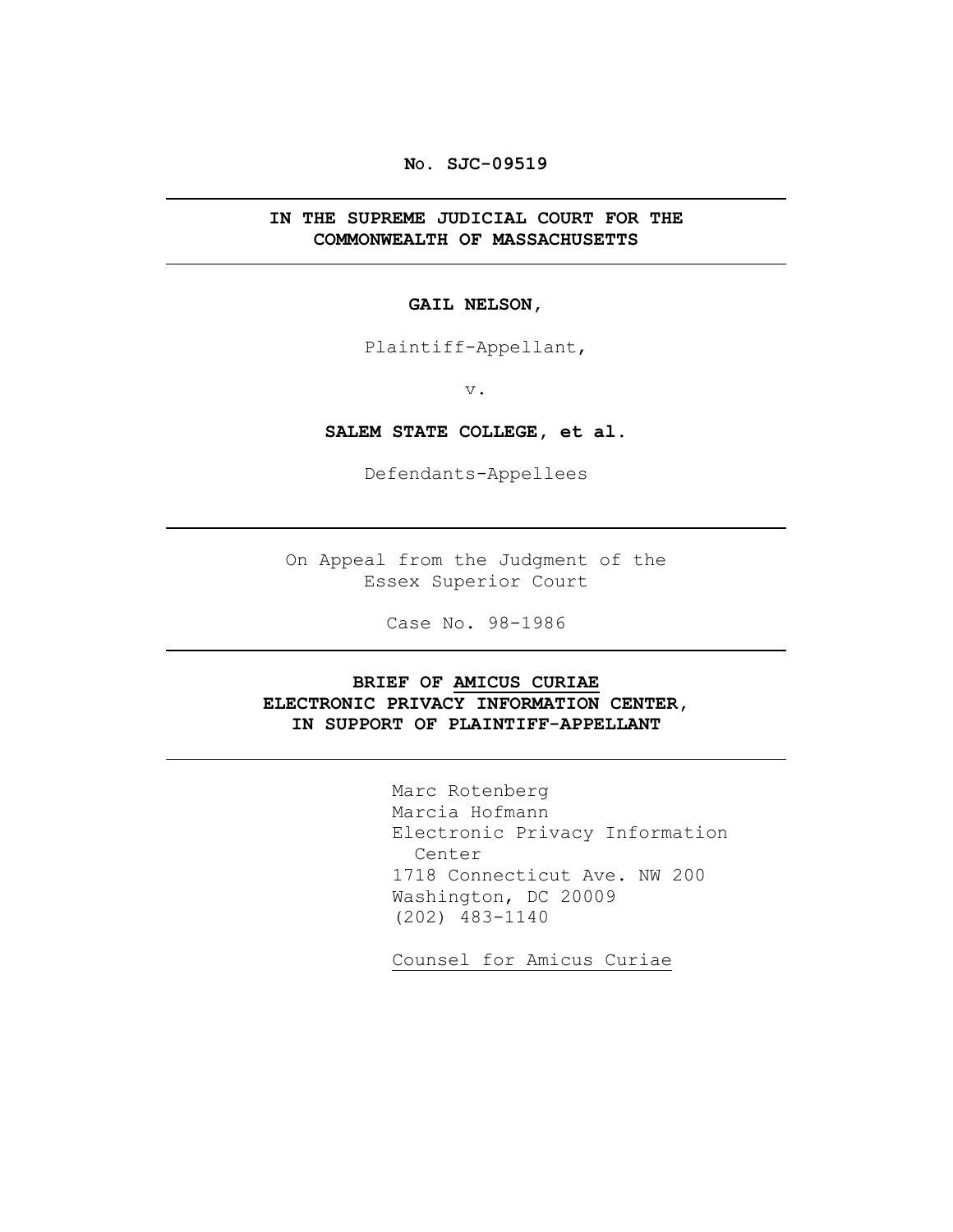**No. SJC-09519**

---

**IN THE SUPREME JUDICIAL COURT FOR THE COMMONWEALTH OF MASSACHUSETTS**

---

**GAIL NELSON,**

Plaintiff-Appellant,

v.

**SALEM STATE COLLEGE, et al.**

Defendants-Appellees

---

On Appeal from the Judgment of the Essex Superior Court

Case No. 98-1986

---

**BRIEF OF AMICUS CURIAE ELECTRONIC PRIVACY INFORMATION CENTER, IN SUPPORT OF PLAINTIFF-APPELLANT**

---

Marc Rotenberg
Marcia Hofmann
Electronic Privacy Information Center
1718 Connecticut Ave. NW 200
Washington, DC 20009
(202) 483-1140

Counsel for Amicus Curiae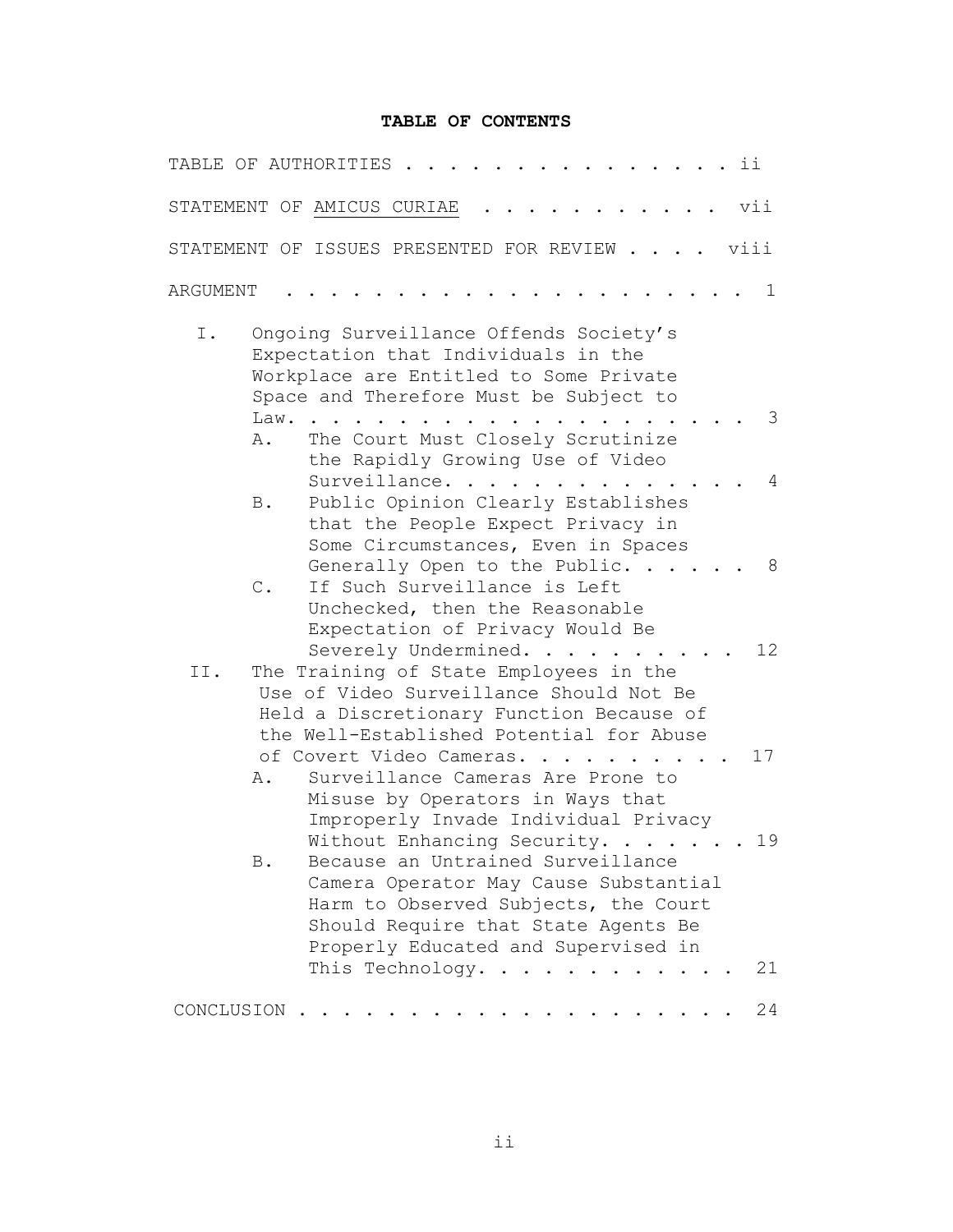# TABLE OF CONTENTS

TABLE OF AUTHORITIES . . . . . . . . . . . . . . . ii

STATEMENT OF AMICUS CURIAE . . . . . . . . . . . vii

STATEMENT OF ISSUES PRESENTED FOR REVIEW . . . . viii

ARGUMENT . . . . . . . . . . . . . . . . . . . . . 1

I. Ongoing Surveillance Offends Society's Expectation that Individuals in the Workplace are Entitled to Some Private Space and Therefore Must be Subject to Law. . . . . . . . . . . . . . . . . . . . 3

  A. The Court Must Closely Scrutinize the Rapidly Growing Use of Video Surveillance. . . . . . . . . . . . . . 4

  B. Public Opinion Clearly Establishes that the People Expect Privacy in Some Circumstances, Even in Spaces Generally Open to the Public. . . . . . 8

  C. If Such Surveillance is Left Unchecked, then the Reasonable Expectation of Privacy Would Be Severely Undermined. . . . . . . . . . 12

II. The Training of State Employees in the Use of Video Surveillance Should Not Be Held a Discretionary Function Because of the Well-Established Potential for Abuse of Covert Video Cameras. . . . . . . . . . 17

  A. Surveillance Cameras Are Prone to Misuse by Operators in Ways that Improperly Invade Individual Privacy Without Enhancing Security. . . . . . . 19

  B. Because an Untrained Surveillance Camera Operator May Cause Substantial Harm to Observed Subjects, the Court Should Require that State Agents Be Properly Educated and Supervised in This Technology. . . . . . . . . . . . 21

CONCLUSION . . . . . . . . . . . . . . . . . . . . 24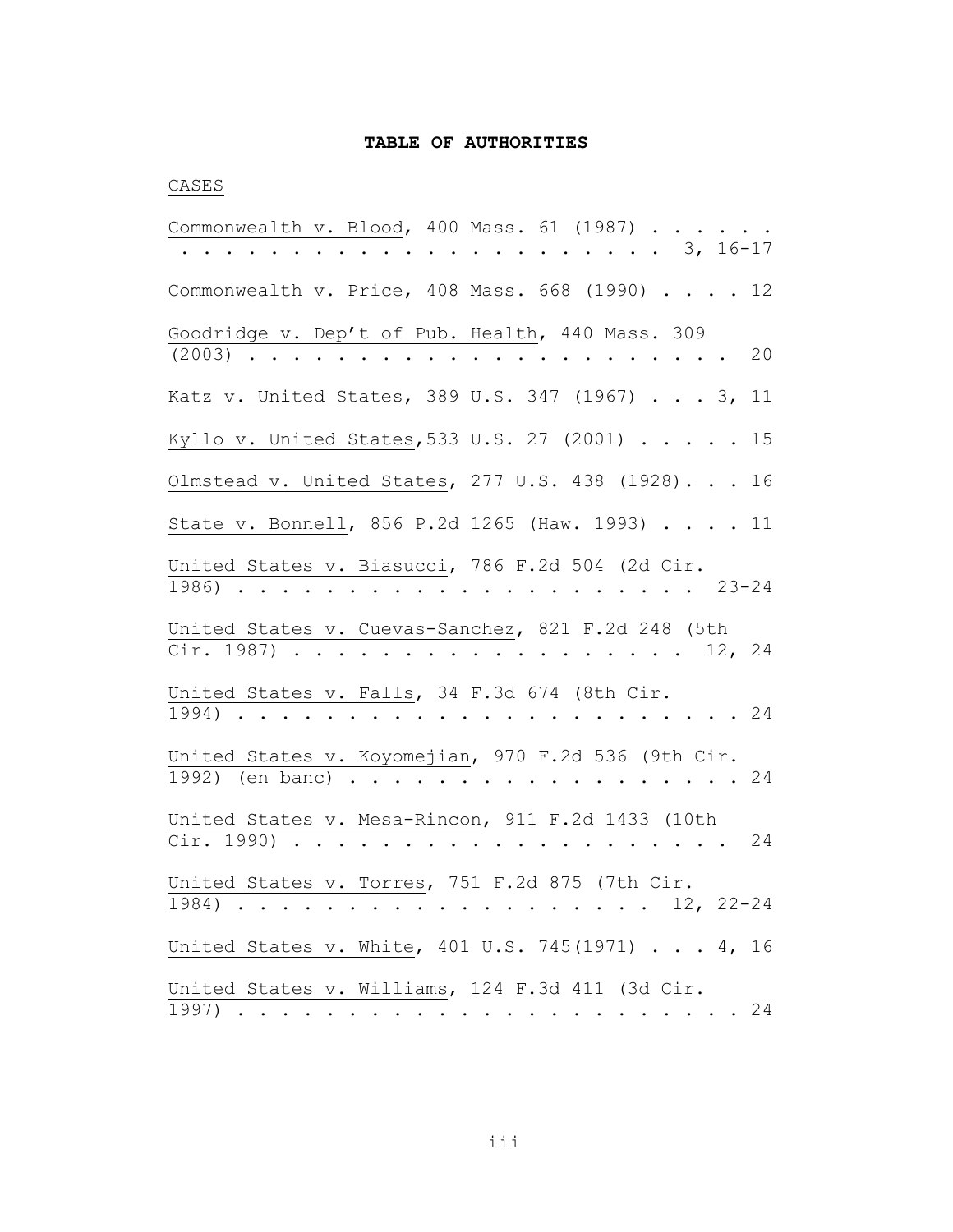# TABLE OF AUTHORITIES

CASES

Commonwealth v. Blood, 400 Mass. 61 (1987) . . . . . . . . . . . . . . . . . . . . . . . . . . . . 3, 16-17

Commonwealth v. Price, 408 Mass. 668 (1990) . . . . 12

Goodridge v. Dep't of Pub. Health, 440 Mass. 309 (2003) . . . . . . . . . . . . . . . . . . . . . . 20

Katz v. United States, 389 U.S. 347 (1967) . . . 3, 11

Kyllo v. United States,533 U.S. 27 (2001) . . . . . 15

Olmstead v. United States, 277 U.S. 438 (1928). . . 16

State v. Bonnell, 856 P.2d 1265 (Haw. 1993) . . . . 11

United States v. Biasucci, 786 F.2d 504 (2d Cir. 1986) . . . . . . . . . . . . . . . . . . . . . 23-24

United States v. Cuevas-Sanchez, 821 F.2d 248 (5th Cir. 1987) . . . . . . . . . . . . . . . . . . 12, 24

United States v. Falls, 34 F.3d 674 (8th Cir. 1994) . . . . . . . . . . . . . . . . . . . . . . . 24

United States v. Koyomejian, 970 F.2d 536 (9th Cir. 1992) (en banc) . . . . . . . . . . . . . . . . . . 24

United States v. Mesa-Rincon, 911 F.2d 1433 (10th Cir. 1990) . . . . . . . . . . . . . . . . . . . . 24

United States v. Torres, 751 F.2d 875 (7th Cir. 1984) . . . . . . . . . . . . . . . . . . . . 12, 22-24

United States v. White, 401 U.S. 745(1971) . . . 4, 16

United States v. Williams, 124 F.3d 411 (3d Cir. 1997) . . . . . . . . . . . . . . . . . . . . . . . 24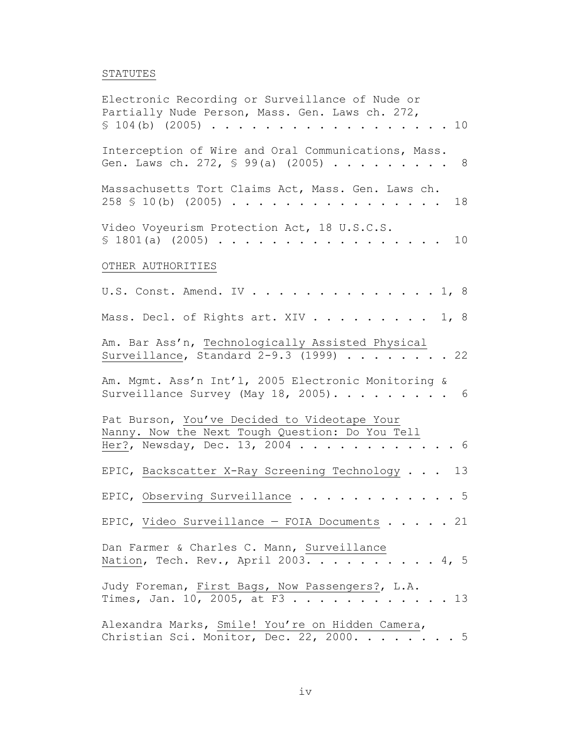STATUTES

Electronic Recording or Surveillance of Nude or Partially Nude Person, Mass. Gen. Laws ch. 272, § 104(b) (2005) . . . . . . . . . . . . . . . . . . 10

Interception of Wire and Oral Communications, Mass. Gen. Laws ch. 272, § 99(a) (2005) . . . . . . . . . 8

Massachusetts Tort Claims Act, Mass. Gen. Laws ch. 258 § 10(b) (2005) . . . . . . . . . . . . . . . . 18

Video Voyeurism Protection Act, 18 U.S.C.S. § 1801(a) (2005) . . . . . . . . . . . . . . . . . 10

OTHER AUTHORITIES

U.S. Const. Amend. IV . . . . . . . . . . . . . . 1, 8

Mass. Decl. of Rights art. XIV . . . . . . . . . 1, 8

Am. Bar Ass'n, <u>Technologically Assisted Physical Surveillance</u>, Standard 2-9.3 (1999) . . . . . . . . 22

Am. Mgmt. Ass'n Int'l, 2005 Electronic Monitoring & Surveillance Survey (May 18, 2005). . . . . . . . . 6

Pat Burson, <u>You've Decided to Videotape Your Nanny. Now the Next Tough Question: Do You Tell Her?</u>, Newsday, Dec. 13, 2004 . . . . . . . . . . . . 6

EPIC, <u>Backscatter X-Ray Screening Technology</u> . . . 13

EPIC, <u>Observing Surveillance</u> . . . . . . . . . . . . 5

EPIC, <u>Video Surveillance — FOIA Documents</u> . . . . . 21

Dan Farmer & Charles C. Mann, <u>Surveillance Nation</u>, Tech. Rev., April 2003. . . . . . . . . . 4, 5

Judy Foreman, <u>First Bags, Now Passengers?</u>, L.A. Times, Jan. 10, 2005, at F3 . . . . . . . . . . . . 13

Alexandra Marks, <u>Smile! You're on Hidden Camera</u>, Christian Sci. Monitor, Dec. 22, 2000. . . . . . . . 5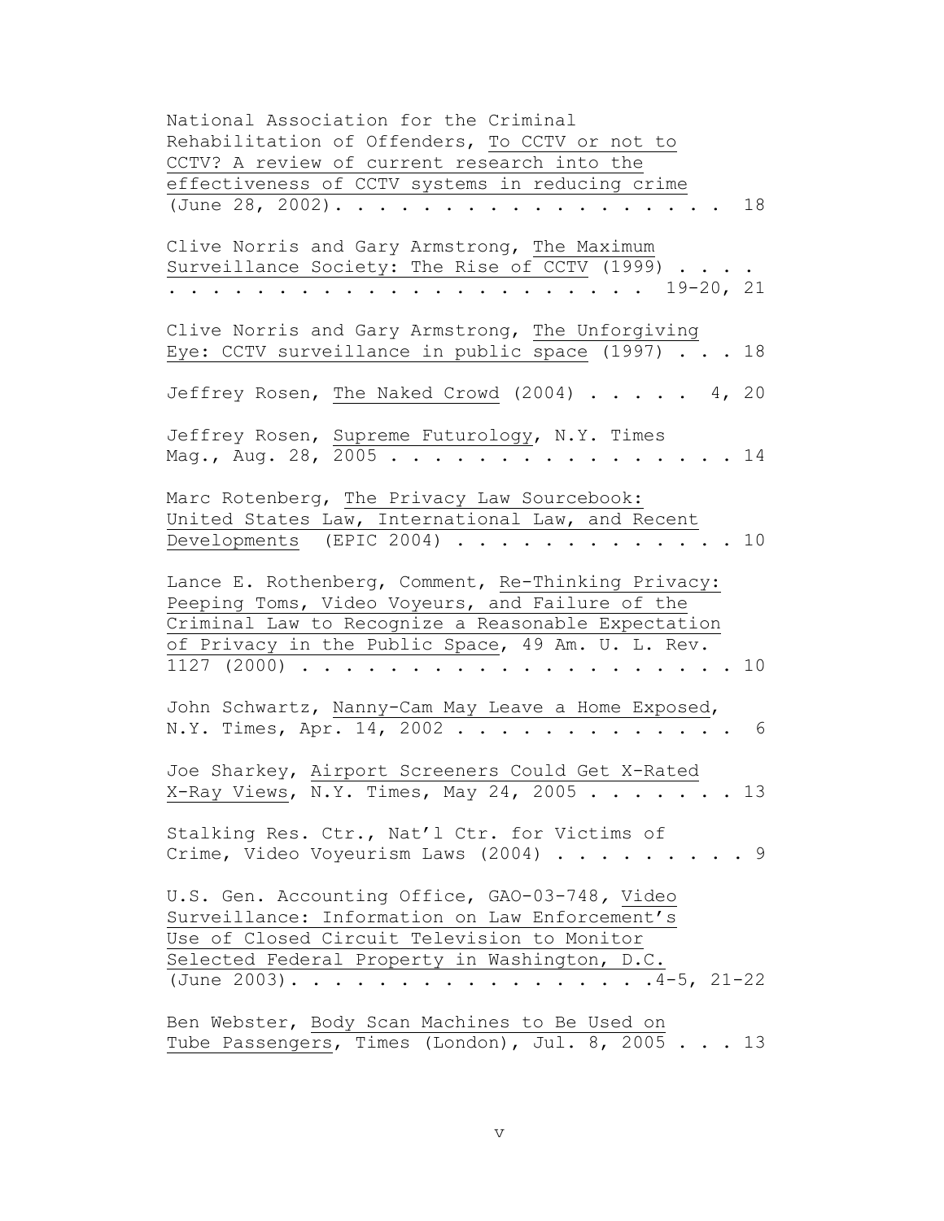National Association for the Criminal Rehabilitation of Offenders, To CCTV or not to CCTV? A review of current research into the effectiveness of CCTV systems in reducing crime (June 28, 2002). . . . . . . . . . . . . . . . . . 18

Clive Norris and Gary Armstrong, The Maximum Surveillance Society: The Rise of CCTV (1999) . . . . . . . . . . . . . . . . . . . . . . . . . . . . 19-20, 21

Clive Norris and Gary Armstrong, The Unforgiving Eye: CCTV surveillance in public space (1997) . . . 18

Jeffrey Rosen, The Naked Crowd (2004) . . . . . 4, 20

Jeffrey Rosen, Supreme Futurology, N.Y. Times Mag., Aug. 28, 2005 . . . . . . . . . . . . . . . . 14

Marc Rotenberg, The Privacy Law Sourcebook: United States Law, International Law, and Recent Developments (EPIC 2004) . . . . . . . . . . . . . 10

Lance E. Rothenberg, Comment, Re-Thinking Privacy: Peeping Toms, Video Voyeurs, and Failure of the Criminal Law to Recognize a Reasonable Expectation of Privacy in the Public Space, 49 Am. U. L. Rev. 1127 (2000) . . . . . . . . . . . . . . . . . . . . . 10

John Schwartz, Nanny-Cam May Leave a Home Exposed, N.Y. Times, Apr. 14, 2002 . . . . . . . . . . . . . 6

Joe Sharkey, Airport Screeners Could Get X-Rated X-Ray Views, N.Y. Times, May 24, 2005 . . . . . . . 13

Stalking Res. Ctr., Nat'l Ctr. for Victims of Crime, Video Voyeurism Laws (2004) . . . . . . . . . 9

U.S. Gen. Accounting Office, GAO-03-748, Video Surveillance: Information on Law Enforcement's Use of Closed Circuit Television to Monitor Selected Federal Property in Washington, D.C. (June 2003). . . . . . . . . . . . . . . . . .4-5, 21-22

Ben Webster, Body Scan Machines to Be Used on Tube Passengers, Times (London), Jul. 8, 2005 . . . 13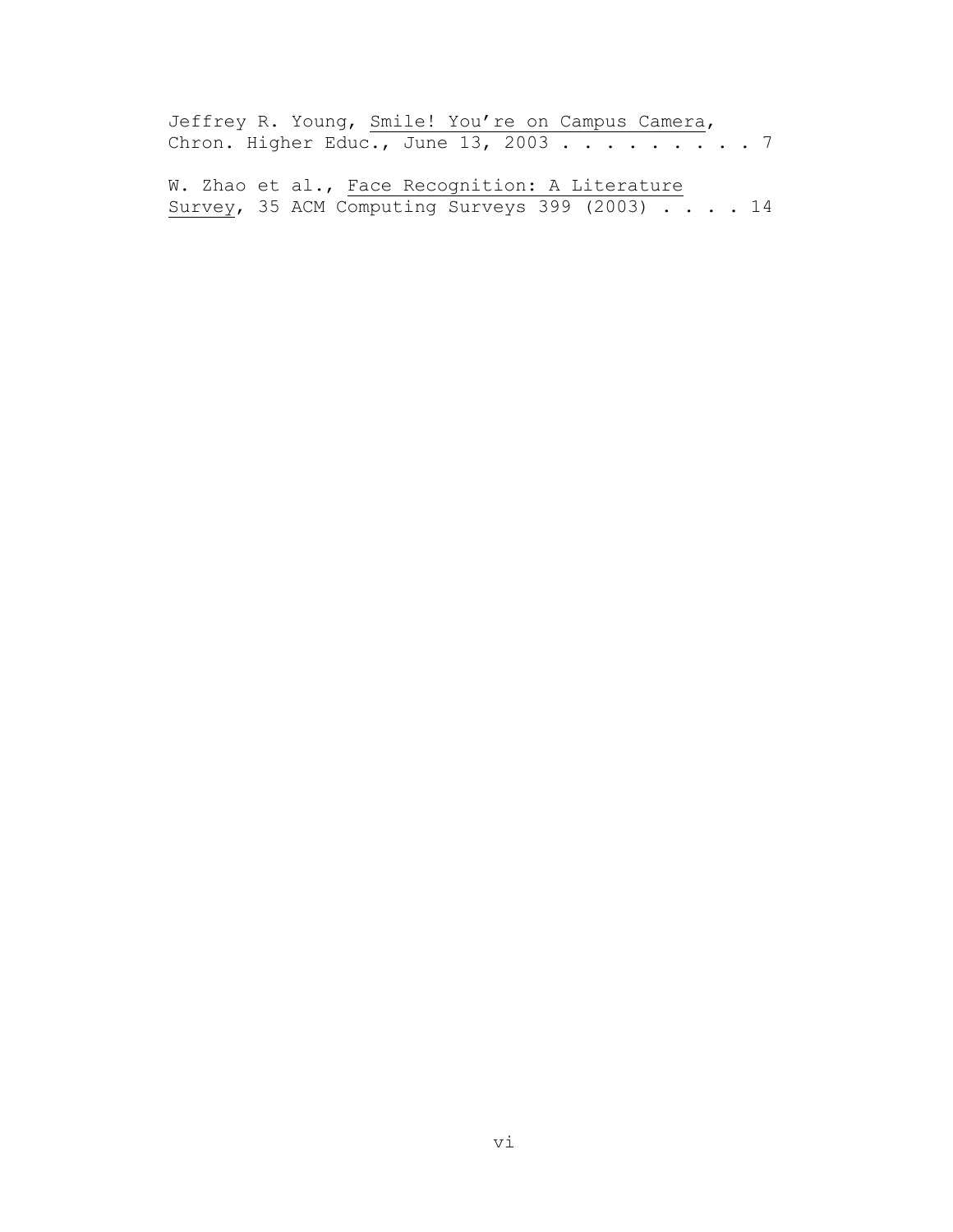Jeffrey R. Young, _Smile! You're on Campus Camera_, Chron. Higher Educ., June 13, 2003 . . . . . . . . . 7

W. Zhao et al., _Face Recognition: A Literature Survey_, 35 ACM Computing Surveys 399 (2003) . . . . 14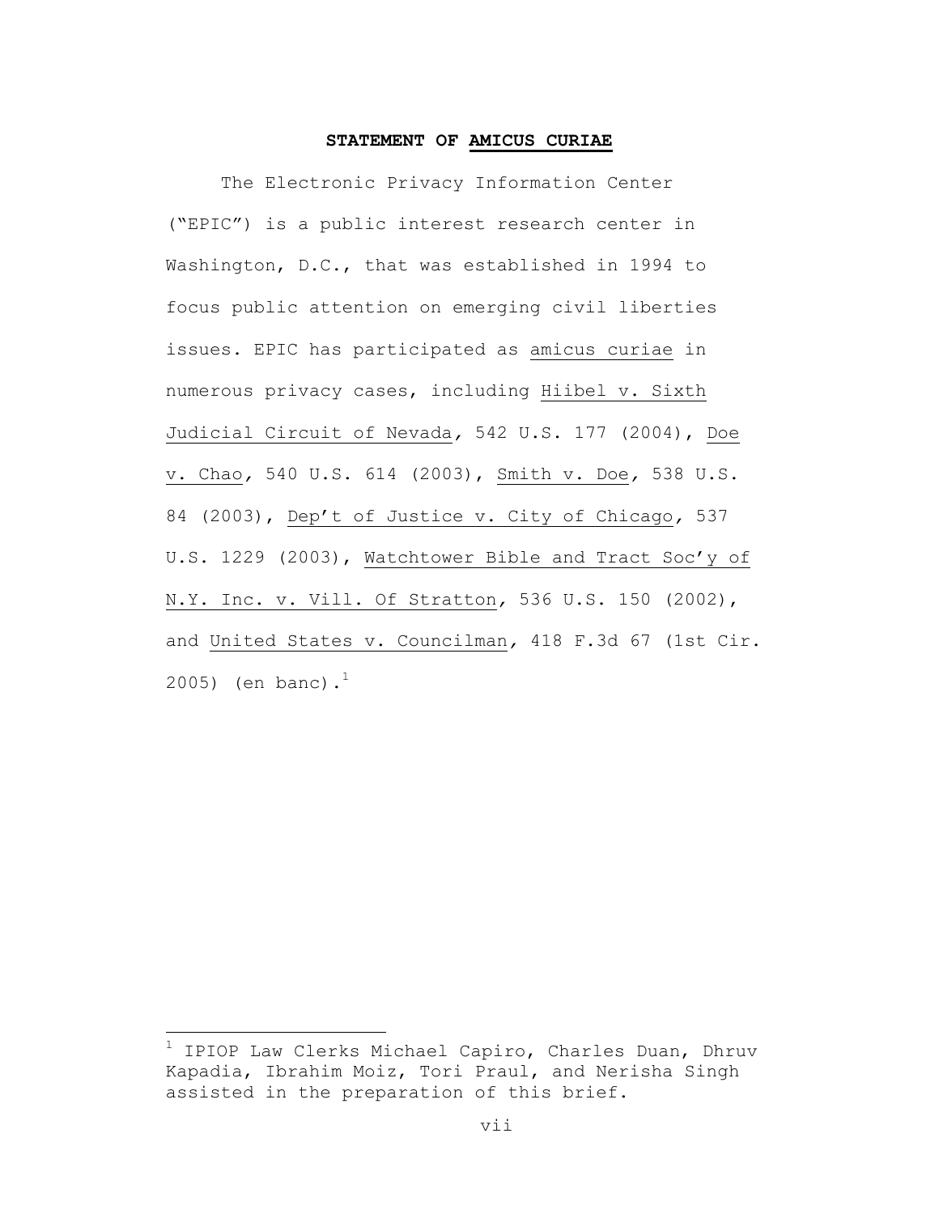## STATEMENT OF *AMICUS CURIAE*

The Electronic Privacy Information Center ("EPIC") is a public interest research center in Washington, D.C., that was established in 1994 to focus public attention on emerging civil liberties issues. EPIC has participated as *amicus curiae* in numerous privacy cases, including *Hiibel v. Sixth Judicial Circuit of Nevada*, 542 U.S. 177 (2004), *Doe v. Chao*, 540 U.S. 614 (2003), *Smith v. Doe*, 538 U.S. 84 (2003), *Dep't of Justice v. City of Chicago*, 537 U.S. 1229 (2003), *Watchtower Bible and Tract Soc'y of N.Y. Inc. v. Vill. Of Stratton*, 536 U.S. 150 (2002), and *United States v. Councilman*, 418 F.3d 67 (1st Cir. 2005) (en banc).[1]

---

[1] IPIOP Law Clerks Michael Capiro, Charles Duan, Dhruv Kapadia, Ibrahim Moiz, Tori Praul, and Nerisha Singh assisted in the preparation of this brief.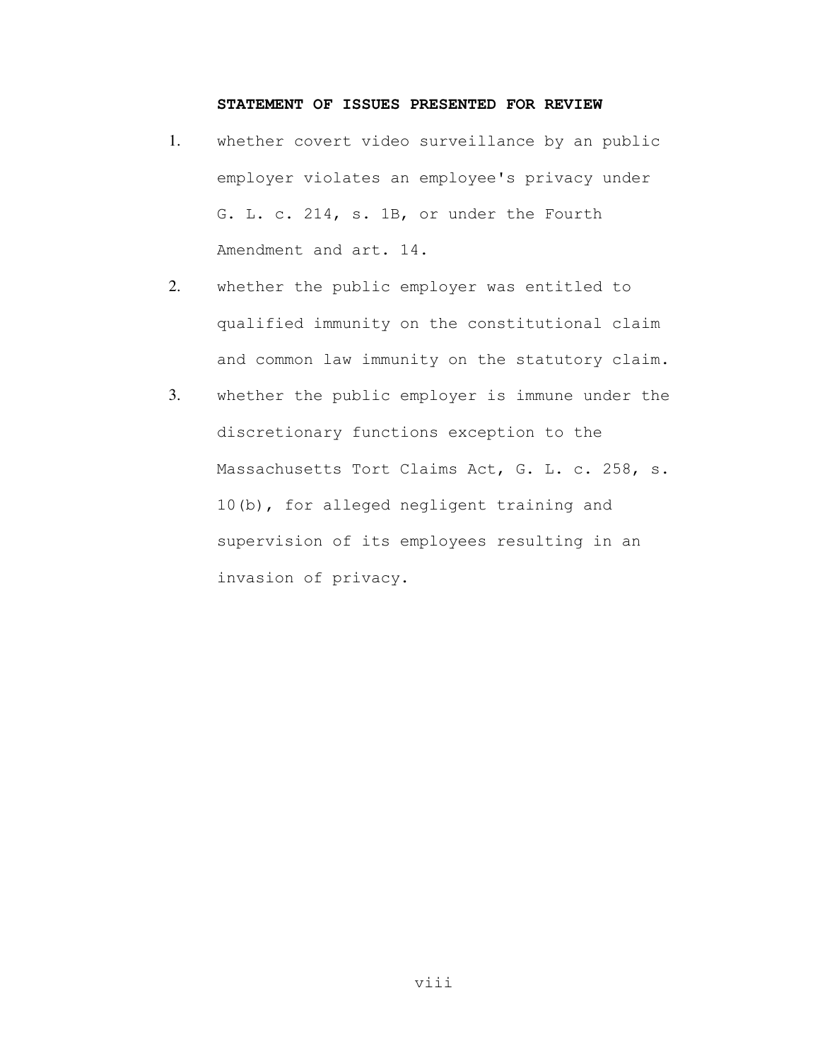## STATEMENT OF ISSUES PRESENTED FOR REVIEW

1. whether covert video surveillance by an public employer violates an employee's privacy under G. L. c. 214, s. 1B, or under the Fourth Amendment and art. 14.

2. whether the public employer was entitled to qualified immunity on the constitutional claim and common law immunity on the statutory claim.

3. whether the public employer is immune under the discretionary functions exception to the Massachusetts Tort Claims Act, G. L. c. 258, s. 10(b), for alleged negligent training and supervision of its employees resulting in an invasion of privacy.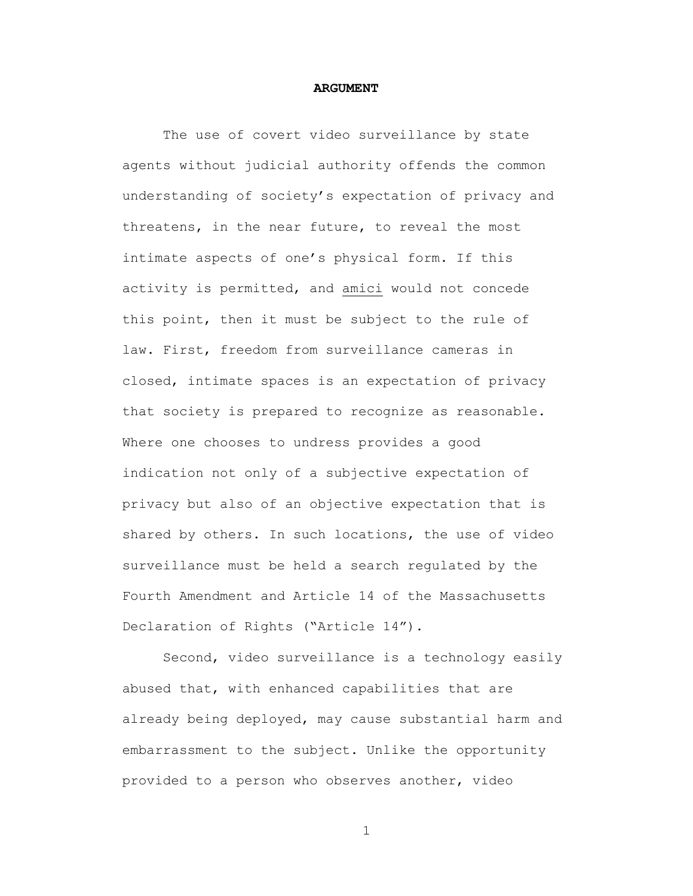## ARGUMENT

The use of covert video surveillance by state agents without judicial authority offends the common understanding of society's expectation of privacy and threatens, in the near future, to reveal the most intimate aspects of one's physical form. If this activity is permitted, and amici would not concede this point, then it must be subject to the rule of law. First, freedom from surveillance cameras in closed, intimate spaces is an expectation of privacy that society is prepared to recognize as reasonable. Where one chooses to undress provides a good indication not only of a subjective expectation of privacy but also of an objective expectation that is shared by others. In such locations, the use of video surveillance must be held a search regulated by the Fourth Amendment and Article 14 of the Massachusetts Declaration of Rights ("Article 14").

Second, video surveillance is a technology easily abused that, with enhanced capabilities that are already being deployed, may cause substantial harm and embarrassment to the subject. Unlike the opportunity provided to a person who observes another, video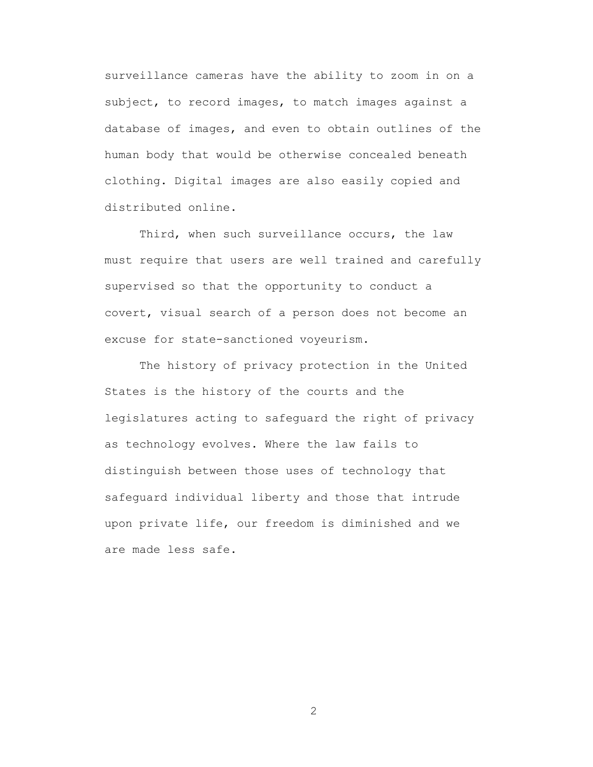surveillance cameras have the ability to zoom in on a subject, to record images, to match images against a database of images, and even to obtain outlines of the human body that would be otherwise concealed beneath clothing. Digital images are also easily copied and distributed online.

Third, when such surveillance occurs, the law must require that users are well trained and carefully supervised so that the opportunity to conduct a covert, visual search of a person does not become an excuse for state-sanctioned voyeurism.

The history of privacy protection in the United States is the history of the courts and the legislatures acting to safeguard the right of privacy as technology evolves. Where the law fails to distinguish between those uses of technology that safeguard individual liberty and those that intrude upon private life, our freedom is diminished and we are made less safe.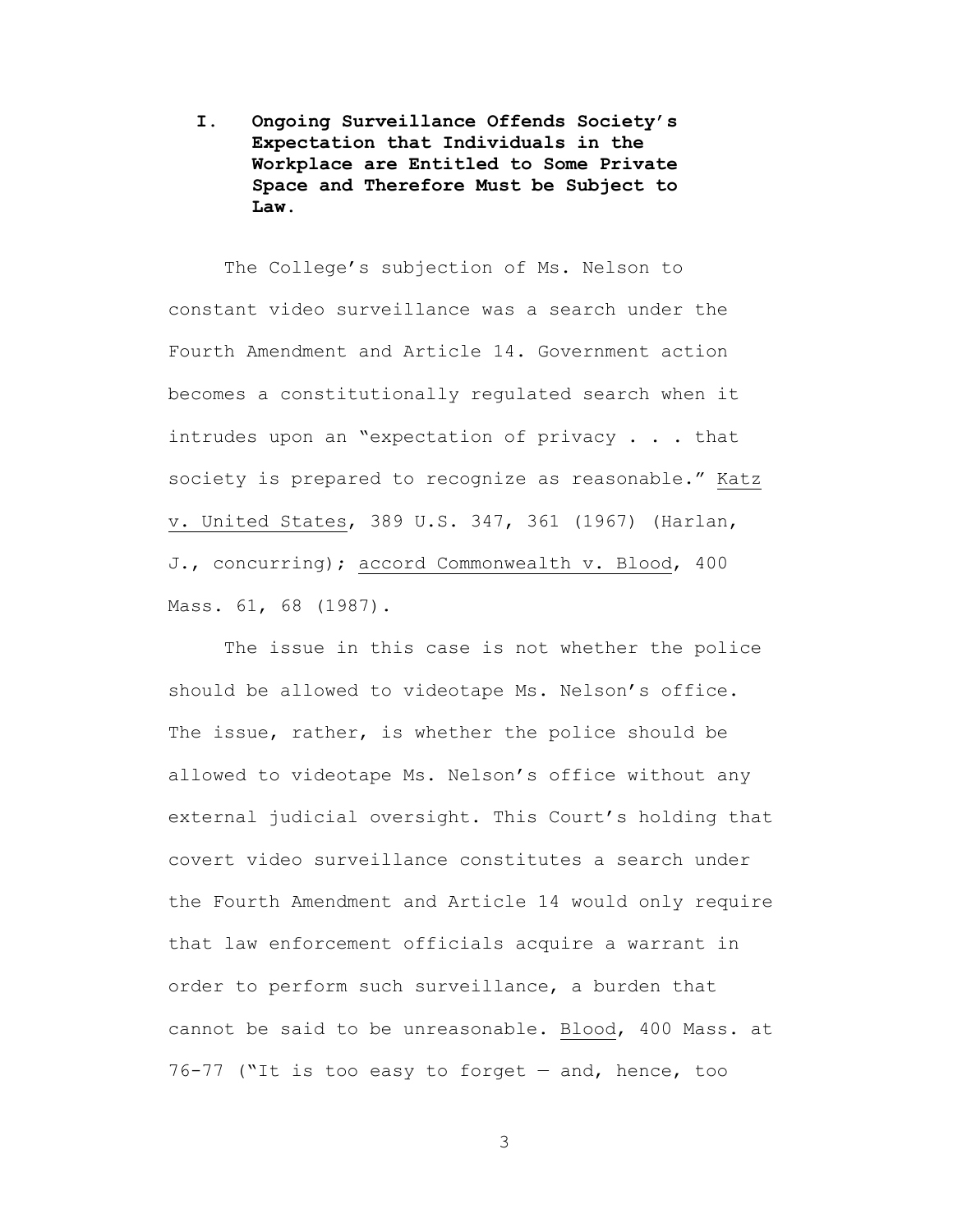## I. Ongoing Surveillance Offends Society's Expectation that Individuals in the Workplace are Entitled to Some Private Space and Therefore Must be Subject to Law.

The College's subjection of Ms. Nelson to constant video surveillance was a search under the Fourth Amendment and Article 14. Government action becomes a constitutionally regulated search when it intrudes upon an "expectation of privacy . . . that society is prepared to recognize as reasonable." Katz v. United States, 389 U.S. 347, 361 (1967) (Harlan, J., concurring); accord Commonwealth v. Blood, 400 Mass. 61, 68 (1987).

The issue in this case is not whether the police should be allowed to videotape Ms. Nelson's office. The issue, rather, is whether the police should be allowed to videotape Ms. Nelson's office without any external judicial oversight. This Court's holding that covert video surveillance constitutes a search under the Fourth Amendment and Article 14 would only require that law enforcement officials acquire a warrant in order to perform such surveillance, a burden that cannot be said to be unreasonable. Blood, 400 Mass. at 76-77 ("It is too easy to forget — and, hence, too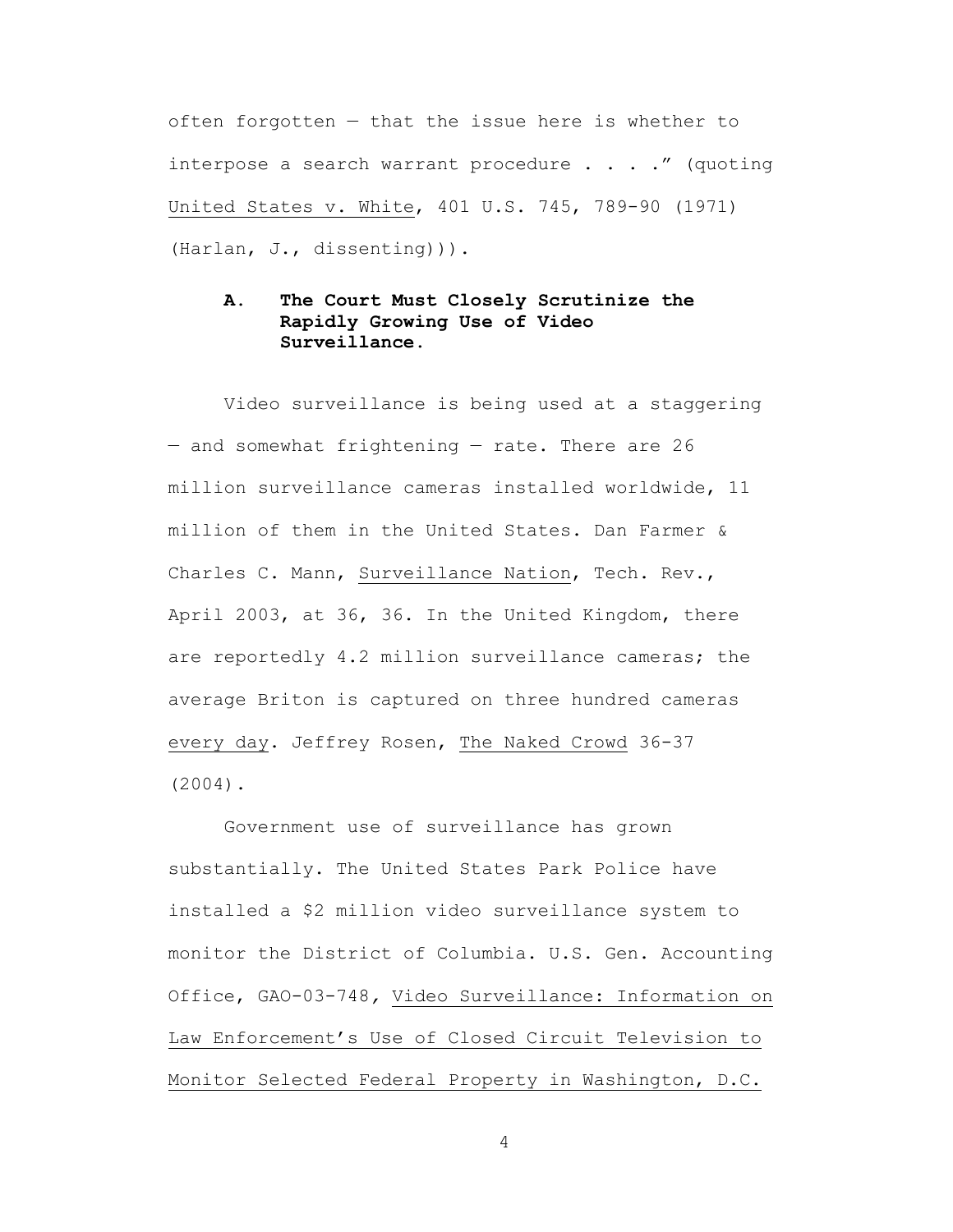often forgotten — that the issue here is whether to interpose a search warrant procedure . . . ." (quoting United States v. White, 401 U.S. 745, 789-90 (1971) (Harlan, J., dissenting))).

### A. The Court Must Closely Scrutinize the Rapidly Growing Use of Video Surveillance.

Video surveillance is being used at a staggering — and somewhat frightening — rate. There are 26 million surveillance cameras installed worldwide, 11 million of them in the United States. Dan Farmer & Charles C. Mann, Surveillance Nation, Tech. Rev., April 2003, at 36, 36. In the United Kingdom, there are reportedly 4.2 million surveillance cameras; the average Briton is captured on three hundred cameras every day. Jeffrey Rosen, The Naked Crowd 36-37 (2004).

Government use of surveillance has grown substantially. The United States Park Police have installed a $2 million video surveillance system to monitor the District of Columbia. U.S. Gen. Accounting Office, GAO-03-748, Video Surveillance: Information on Law Enforcement's Use of Closed Circuit Television to Monitor Selected Federal Property in Washington, D.C.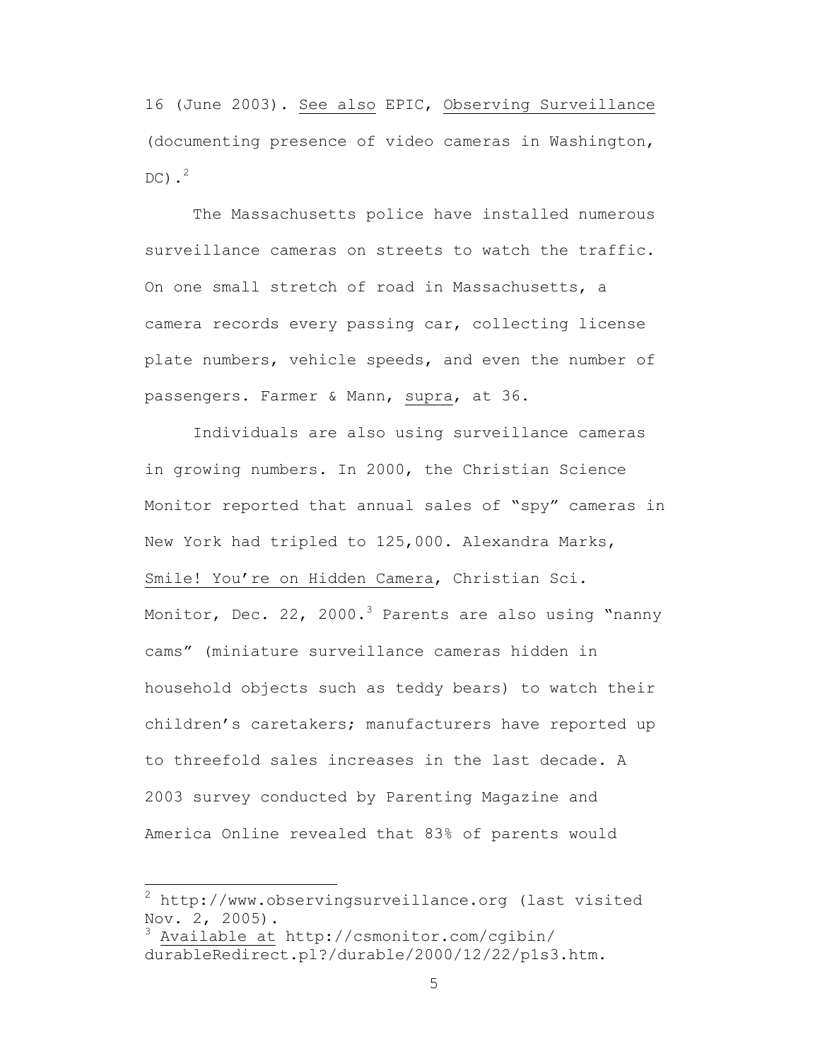16 (June 2003). See also EPIC, Observing Surveillance (documenting presence of video cameras in Washington, DC).[2]

The Massachusetts police have installed numerous surveillance cameras on streets to watch the traffic. On one small stretch of road in Massachusetts, a camera records every passing car, collecting license plate numbers, vehicle speeds, and even the number of passengers. Farmer & Mann, supra, at 36.

Individuals are also using surveillance cameras in growing numbers. In 2000, the Christian Science Monitor reported that annual sales of "spy" cameras in New York had tripled to 125,000. Alexandra Marks, Smile! You're on Hidden Camera, Christian Sci. Monitor, Dec. 22, 2000.[3] Parents are also using "nanny cams" (miniature surveillance cameras hidden in household objects such as teddy bears) to watch their children's caretakers; manufacturers have reported up to threefold sales increases in the last decade. A 2003 survey conducted by Parenting Magazine and America Online revealed that 83% of parents would

---

[2] http://www.observingsurveillance.org (last visited Nov. 2, 2005).

[3] Available at http://csmonitor.com/cgibin/durableRedirect.pl?/durable/2000/12/22/p1s3.htm.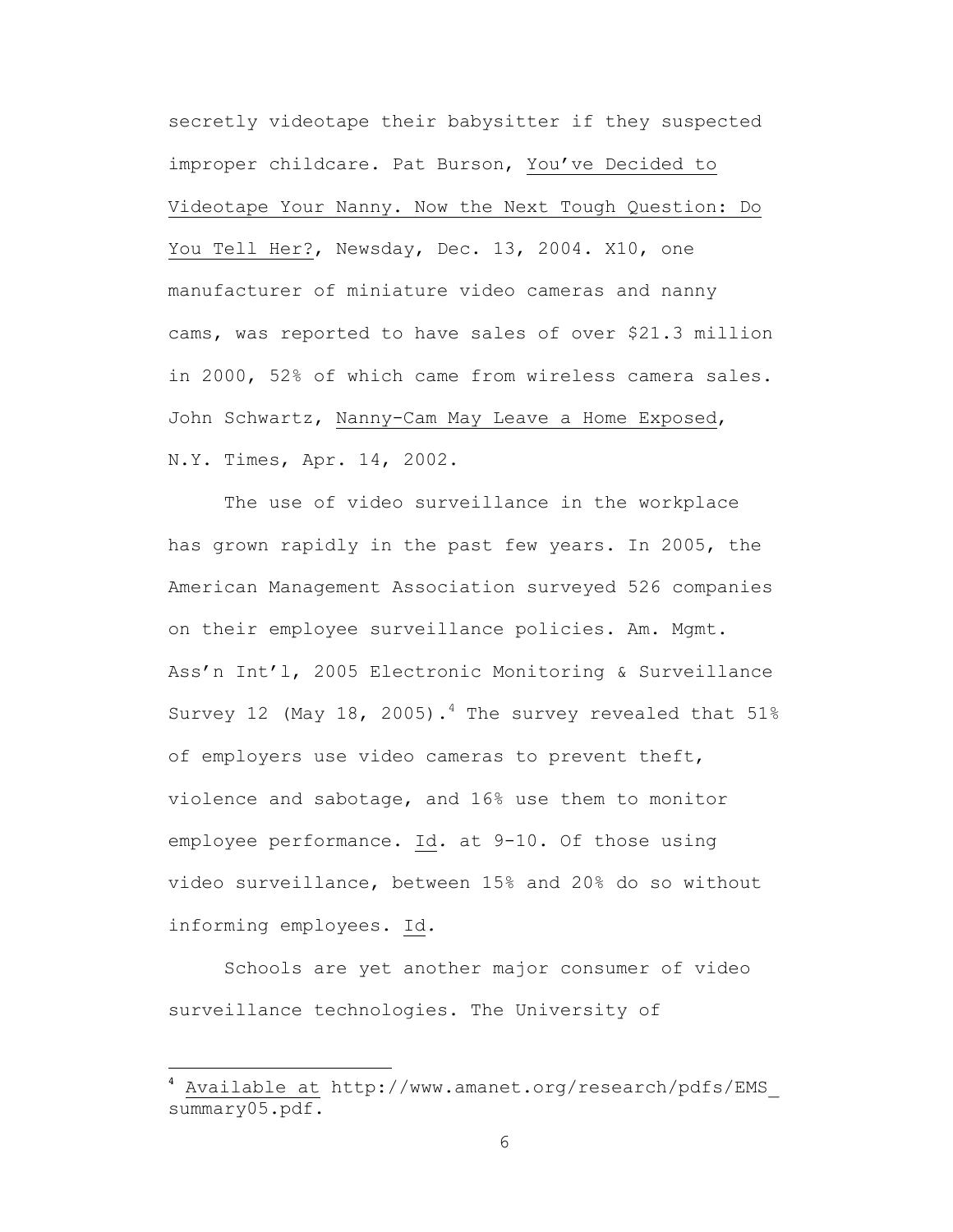secretly videotape their babysitter if they suspected improper childcare. Pat Burson, You've Decided to Videotape Your Nanny. Now the Next Tough Question: Do You Tell Her?, Newsday, Dec. 13, 2004. X10, one manufacturer of miniature video cameras and nanny cams, was reported to have sales of over $21.3 million in 2000, 52% of which came from wireless camera sales. John Schwartz, Nanny-Cam May Leave a Home Exposed, N.Y. Times, Apr. 14, 2002.

The use of video surveillance in the workplace has grown rapidly in the past few years. In 2005, the American Management Association surveyed 526 companies on their employee surveillance policies. Am. Mgmt. Ass'n Int'l, 2005 Electronic Monitoring & Surveillance Survey 12 (May 18, 2005).[4] The survey revealed that 51% of employers use video cameras to prevent theft, violence and sabotage, and 16% use them to monitor employee performance. Id. at 9-10. Of those using video surveillance, between 15% and 20% do so without informing employees. Id.

Schools are yet another major consumer of video surveillance technologies. The University of

---

[4] Available at http://www.amanet.org/research/pdfs/EMS_summary05.pdf.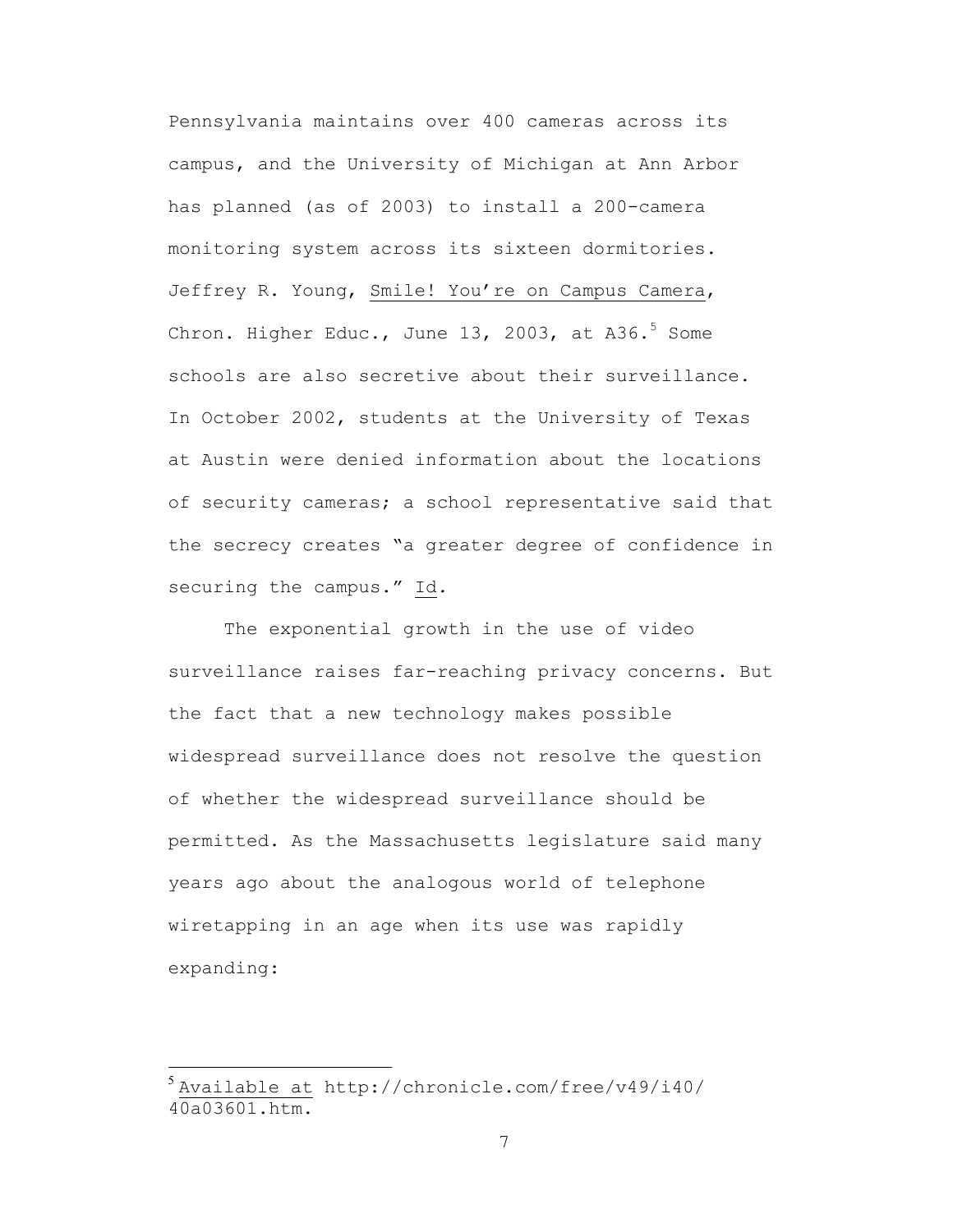Pennsylvania maintains over 400 cameras across its campus, and the University of Michigan at Ann Arbor has planned (as of 2003) to install a 200-camera monitoring system across its sixteen dormitories. Jeffrey R. Young, Smile! You're on Campus Camera, Chron. Higher Educ., June 13, 2003, at A36.[5] Some schools are also secretive about their surveillance. In October 2002, students at the University of Texas at Austin were denied information about the locations of security cameras; a school representative said that the secrecy creates "a greater degree of confidence in securing the campus." Id.

The exponential growth in the use of video surveillance raises far-reaching privacy concerns. But the fact that a new technology makes possible widespread surveillance does not resolve the question of whether the widespread surveillance should be permitted. As the Massachusetts legislature said many years ago about the analogous world of telephone wiretapping in an age when its use was rapidly expanding:

---

[5] Available at http://chronicle.com/free/v49/i40/40a03601.htm.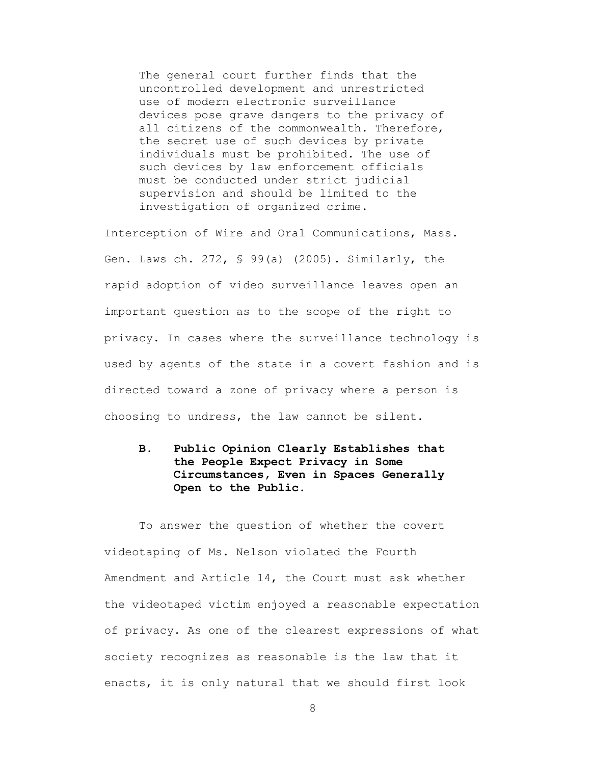> The general court further finds that the uncontrolled development and unrestricted use of modern electronic surveillance devices pose grave dangers to the privacy of all citizens of the commonwealth. Therefore, the secret use of such devices by private individuals must be prohibited. The use of such devices by law enforcement officials must be conducted under strict judicial supervision and should be limited to the investigation of organized crime.

Interception of Wire and Oral Communications, Mass. Gen. Laws ch. 272, § 99(a) (2005). Similarly, the rapid adoption of video surveillance leaves open an important question as to the scope of the right to privacy. In cases where the surveillance technology is used by agents of the state in a covert fashion and is directed toward a zone of privacy where a person is choosing to undress, the law cannot be silent.

### B. Public Opinion Clearly Establishes that the People Expect Privacy in Some Circumstances, Even in Spaces Generally Open to the Public.

To answer the question of whether the covert videotaping of Ms. Nelson violated the Fourth Amendment and Article 14, the Court must ask whether the videotaped victim enjoyed a reasonable expectation of privacy. As one of the clearest expressions of what society recognizes as reasonable is the law that it enacts, it is only natural that we should first look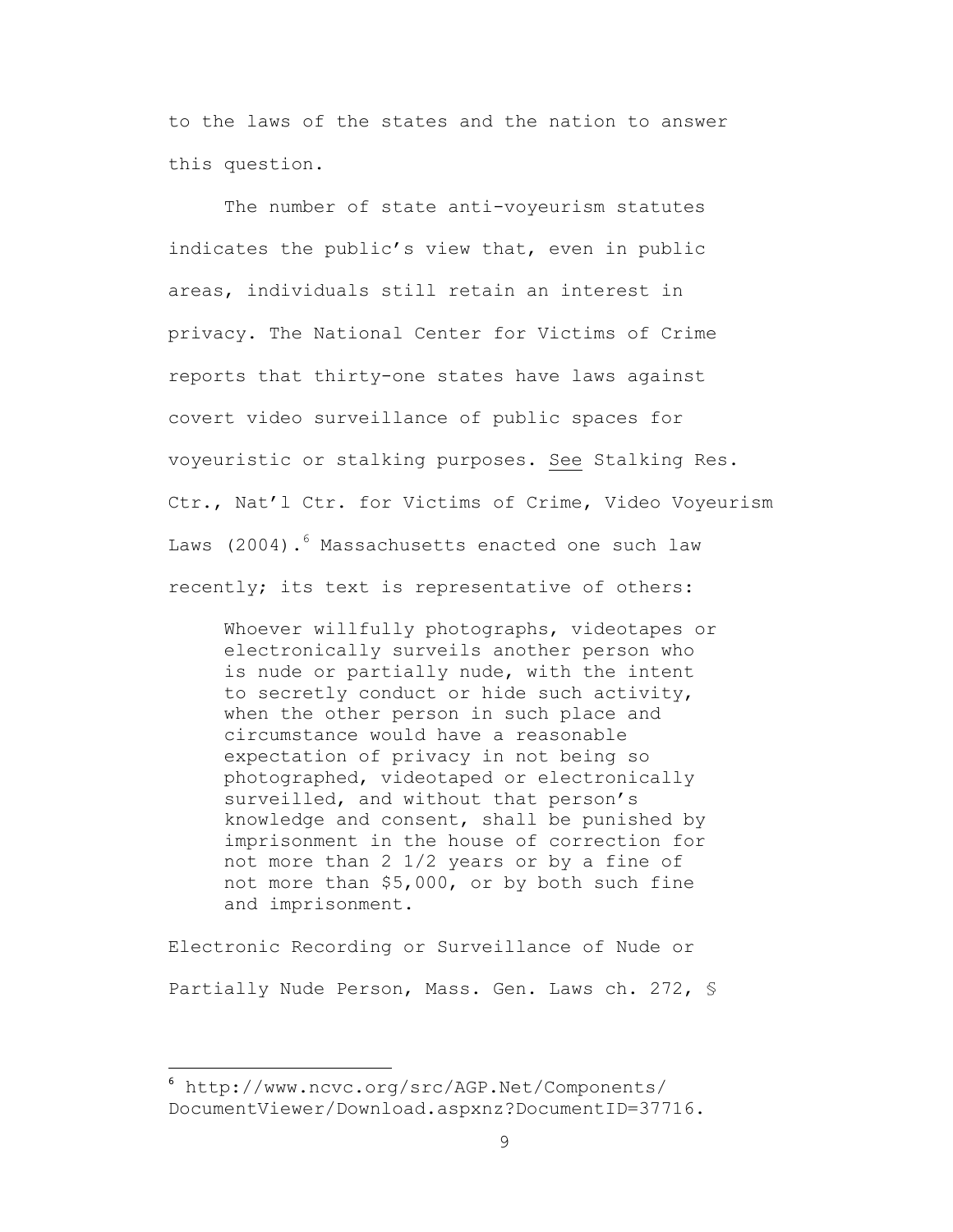to the laws of the states and the nation to answer this question.

The number of state anti-voyeurism statutes indicates the public's view that, even in public areas, individuals still retain an interest in privacy. The National Center for Victims of Crime reports that thirty-one states have laws against covert video surveillance of public spaces for voyeuristic or stalking purposes. See Stalking Res. Ctr., Nat'l Ctr. for Victims of Crime, Video Voyeurism Laws (2004).[6] Massachusetts enacted one such law recently; its text is representative of others:

> Whoever willfully photographs, videotapes or electronically surveils another person who is nude or partially nude, with the intent to secretly conduct or hide such activity, when the other person in such place and circumstance would have a reasonable expectation of privacy in not being so photographed, videotaped or electronically surveilled, and without that person's knowledge and consent, shall be punished by imprisonment in the house of correction for not more than 2 1/2 years or by a fine of not more than $5,000, or by both such fine and imprisonment.

Electronic Recording or Surveillance of Nude or Partially Nude Person, Mass. Gen. Laws ch. 272, §

---

[6] http://www.ncvc.org/src/AGP.Net/Components/DocumentViewer/Download.aspxnz?DocumentID=37716.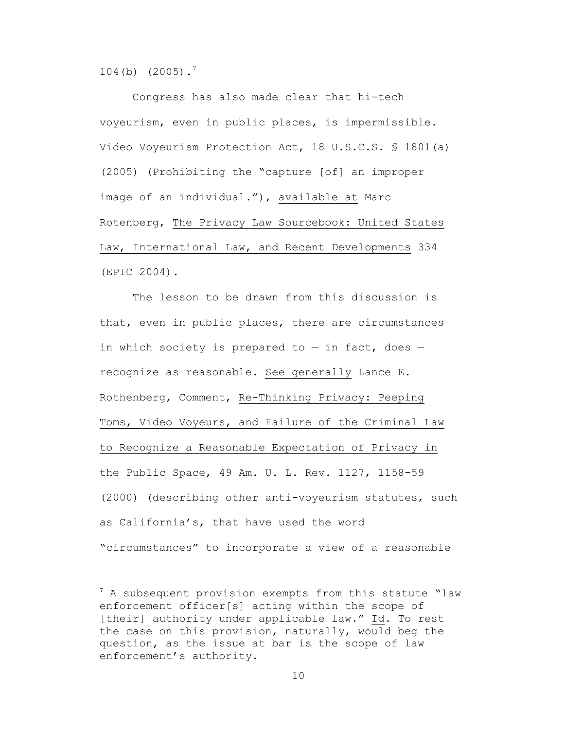104(b) (2005).[7]

Congress has also made clear that hi-tech voyeurism, even in public places, is impermissible. Video Voyeurism Protection Act, 18 U.S.C.S. § 1801(a) (2005) (Prohibiting the "capture [of] an improper image of an individual."), available at Marc Rotenberg, The Privacy Law Sourcebook: United States Law, International Law, and Recent Developments 334 (EPIC 2004).

The lesson to be drawn from this discussion is that, even in public places, there are circumstances in which society is prepared to — in fact, does — recognize as reasonable. See generally Lance E. Rothenberg, Comment, Re-Thinking Privacy: Peeping Toms, Video Voyeurs, and Failure of the Criminal Law to Recognize a Reasonable Expectation of Privacy in the Public Space, 49 Am. U. L. Rev. 1127, 1158-59 (2000) (describing other anti-voyeurism statutes, such as California's, that have used the word "circumstances" to incorporate a view of a reasonable

---

[7] A subsequent provision exempts from this statute "law enforcement officer[s] acting within the scope of [their] authority under applicable law." Id. To rest the case on this provision, naturally, would beg the question, as the issue at bar is the scope of law enforcement's authority.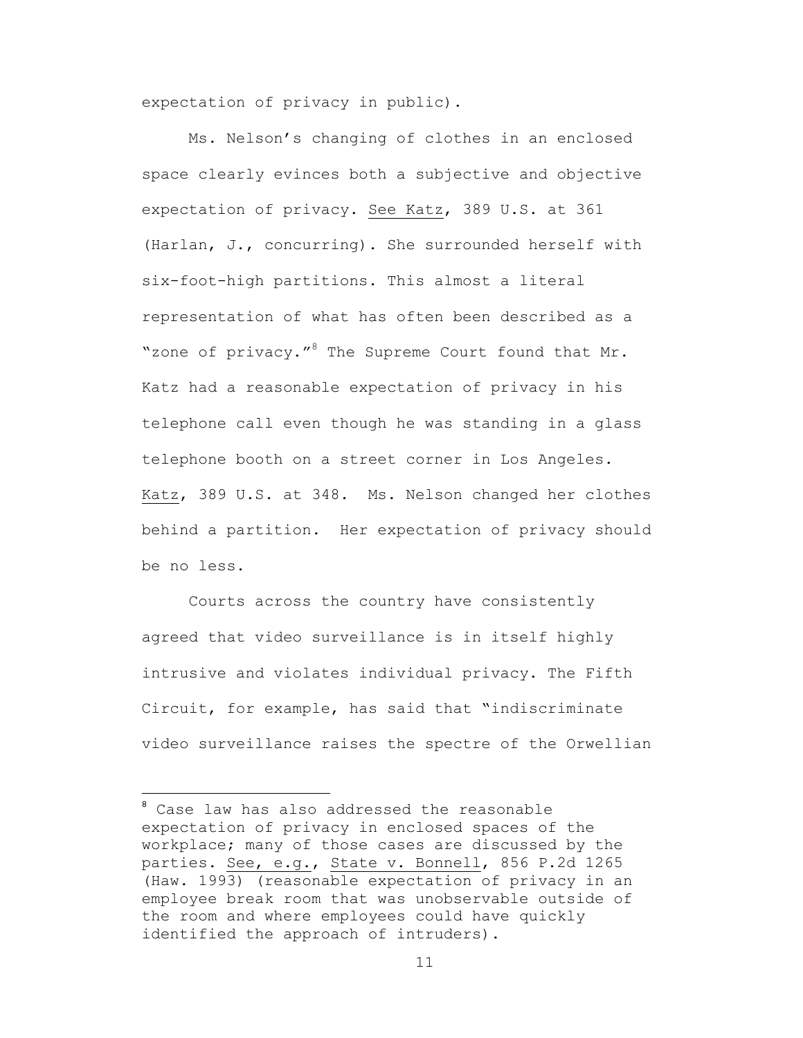expectation of privacy in public).

Ms. Nelson's changing of clothes in an enclosed space clearly evinces both a subjective and objective expectation of privacy. See Katz, 389 U.S. at 361 (Harlan, J., concurring). She surrounded herself with six-foot-high partitions. This almost a literal representation of what has often been described as a "zone of privacy."[8] The Supreme Court found that Mr. Katz had a reasonable expectation of privacy in his telephone call even though he was standing in a glass telephone booth on a street corner in Los Angeles. Katz, 389 U.S. at 348. Ms. Nelson changed her clothes behind a partition. Her expectation of privacy should be no less.

Courts across the country have consistently agreed that video surveillance is in itself highly intrusive and violates individual privacy. The Fifth Circuit, for example, has said that "indiscriminate video surveillance raises the spectre of the Orwellian

---

[8] Case law has also addressed the reasonable expectation of privacy in enclosed spaces of the workplace; many of those cases are discussed by the parties. See, e.g., State v. Bonnell, 856 P.2d 1265 (Haw. 1993) (reasonable expectation of privacy in an employee break room that was unobservable outside of the room and where employees could have quickly identified the approach of intruders).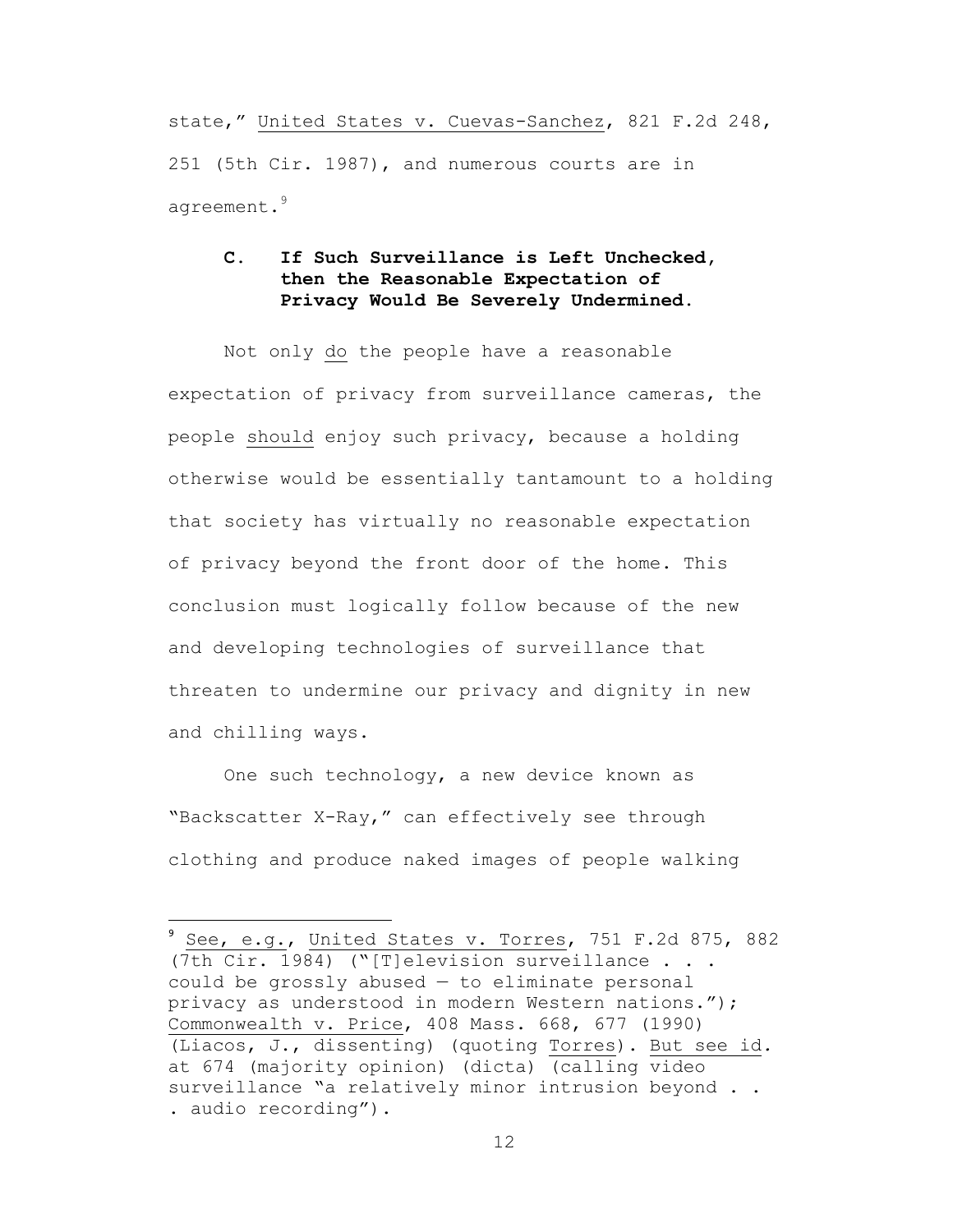state," United States v. Cuevas-Sanchez, 821 F.2d 248, 251 (5th Cir. 1987), and numerous courts are in agreement.[9]

### C. If Such Surveillance is Left Unchecked, then the Reasonable Expectation of Privacy Would Be Severely Undermined.

Not only do the people have a reasonable expectation of privacy from surveillance cameras, the people should enjoy such privacy, because a holding otherwise would be essentially tantamount to a holding that society has virtually no reasonable expectation of privacy beyond the front door of the home. This conclusion must logically follow because of the new and developing technologies of surveillance that threaten to undermine our privacy and dignity in new and chilling ways.

One such technology, a new device known as "Backscatter X-Ray," can effectively see through clothing and produce naked images of people walking

---

[9] See, e.g., United States v. Torres, 751 F.2d 875, 882 (7th Cir. 1984) ("[T]elevision surveillance . . . could be grossly abused — to eliminate personal privacy as understood in modern Western nations."); Commonwealth v. Price, 408 Mass. 668, 677 (1990) (Liacos, J., dissenting) (quoting Torres). But see id. at 674 (majority opinion) (dicta) (calling video surveillance "a relatively minor intrusion beyond . . . audio recording").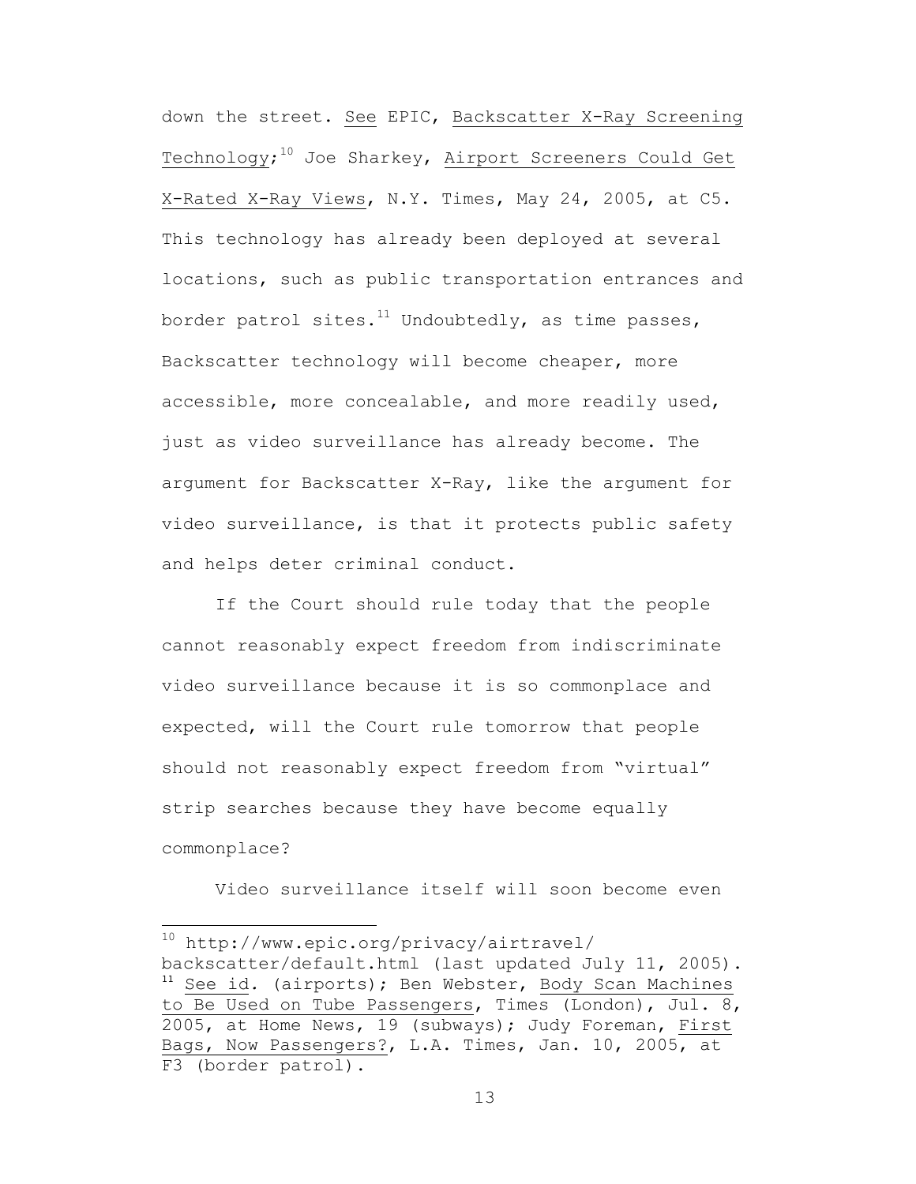down the street. See EPIC, Backscatter X-Ray Screening Technology;[10] Joe Sharkey, Airport Screeners Could Get X-Rated X-Ray Views, N.Y. Times, May 24, 2005, at C5. This technology has already been deployed at several locations, such as public transportation entrances and border patrol sites.[11] Undoubtedly, as time passes, Backscatter technology will become cheaper, more accessible, more concealable, and more readily used, just as video surveillance has already become. The argument for Backscatter X-Ray, like the argument for video surveillance, is that it protects public safety and helps deter criminal conduct.

If the Court should rule today that the people cannot reasonably expect freedom from indiscriminate video surveillance because it is so commonplace and expected, will the Court rule tomorrow that people should not reasonably expect freedom from "virtual" strip searches because they have become equally commonplace?

Video surveillance itself will soon become even

---

[10] http://www.epic.org/privacy/airtravel/backscatter/default.html (last updated July 11, 2005).

[11] See id. (airports); Ben Webster, Body Scan Machines to Be Used on Tube Passengers, Times (London), Jul. 8, 2005, at Home News, 19 (subways); Judy Foreman, First Bags, Now Passengers?, L.A. Times, Jan. 10, 2005, at F3 (border patrol).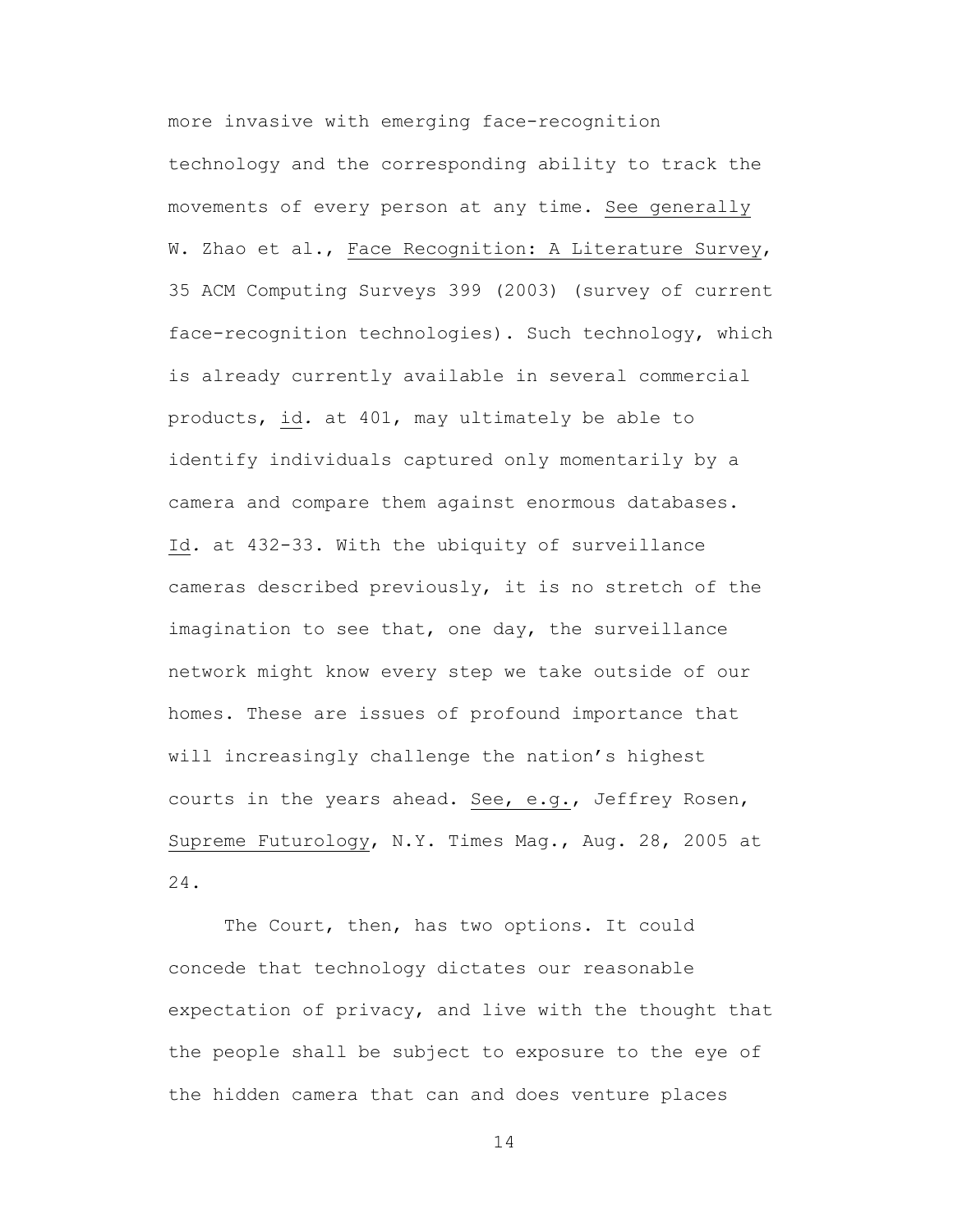more invasive with emerging face-recognition technology and the corresponding ability to track the movements of every person at any time. See generally W. Zhao et al., Face Recognition: A Literature Survey, 35 ACM Computing Surveys 399 (2003) (survey of current face-recognition technologies). Such technology, which is already currently available in several commercial products, id. at 401, may ultimately be able to identify individuals captured only momentarily by a camera and compare them against enormous databases. Id. at 432-33. With the ubiquity of surveillance cameras described previously, it is no stretch of the imagination to see that, one day, the surveillance network might know every step we take outside of our homes. These are issues of profound importance that will increasingly challenge the nation's highest courts in the years ahead. See, e.g., Jeffrey Rosen, Supreme Futurology, N.Y. Times Mag., Aug. 28, 2005 at 24.

The Court, then, has two options. It could concede that technology dictates our reasonable expectation of privacy, and live with the thought that the people shall be subject to exposure to the eye of the hidden camera that can and does venture places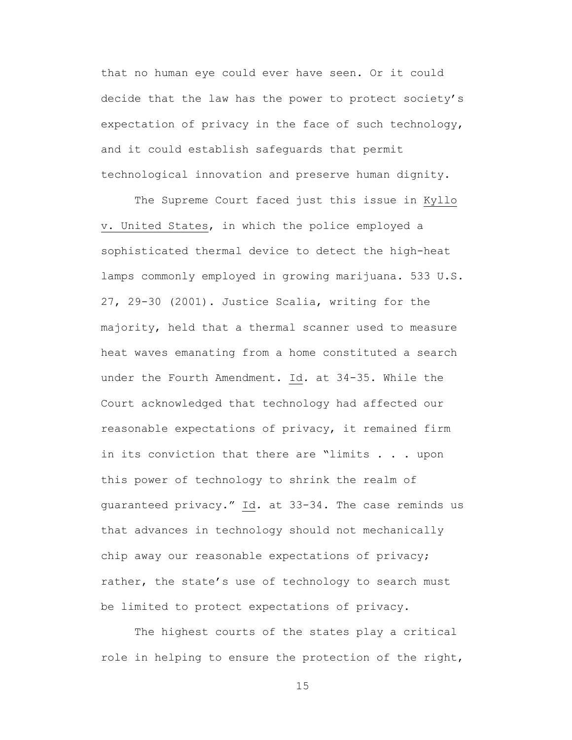that no human eye could ever have seen. Or it could decide that the law has the power to protect society's expectation of privacy in the face of such technology, and it could establish safeguards that permit technological innovation and preserve human dignity.

The Supreme Court faced just this issue in Kyllo v. United States, in which the police employed a sophisticated thermal device to detect the high-heat lamps commonly employed in growing marijuana. 533 U.S. 27, 29-30 (2001). Justice Scalia, writing for the majority, held that a thermal scanner used to measure heat waves emanating from a home constituted a search under the Fourth Amendment. *Id.* at 34-35. While the Court acknowledged that technology had affected our reasonable expectations of privacy, it remained firm in its conviction that there are "limits . . . upon this power of technology to shrink the realm of guaranteed privacy." *Id.* at 33-34. The case reminds us that advances in technology should not mechanically chip away our reasonable expectations of privacy; rather, the state's use of technology to search must be limited to protect expectations of privacy.

The highest courts of the states play a critical role in helping to ensure the protection of the right,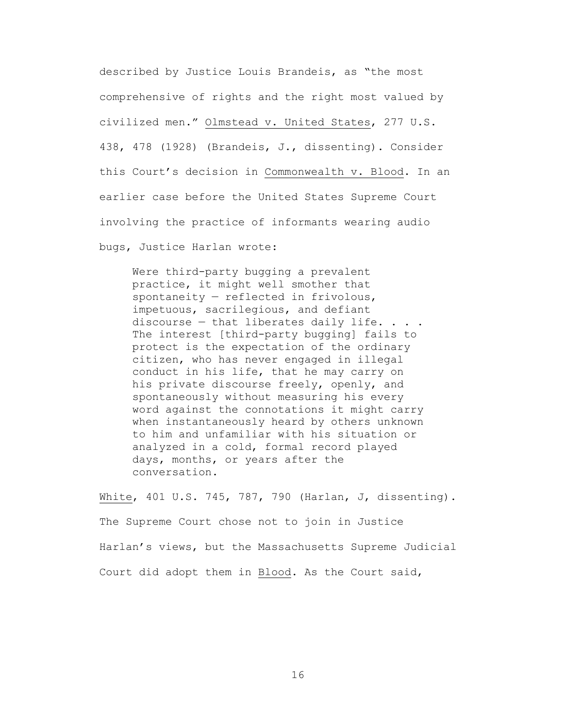described by Justice Louis Brandeis, as "the most comprehensive of rights and the right most valued by civilized men." Olmstead v. United States, 277 U.S. 438, 478 (1928) (Brandeis, J., dissenting). Consider this Court's decision in Commonwealth v. Blood. In an earlier case before the United States Supreme Court involving the practice of informants wearing audio bugs, Justice Harlan wrote:

> Were third-party bugging a prevalent practice, it might well smother that spontaneity — reflected in frivolous, impetuous, sacrilegious, and defiant discourse — that liberates daily life. . . . The interest [third-party bugging] fails to protect is the expectation of the ordinary citizen, who has never engaged in illegal conduct in his life, that he may carry on his private discourse freely, openly, and spontaneously without measuring his every word against the connotations it might carry when instantaneously heard by others unknown to him and unfamiliar with his situation or analyzed in a cold, formal record played days, months, or years after the conversation.

White, 401 U.S. 745, 787, 790 (Harlan, J, dissenting). The Supreme Court chose not to join in Justice Harlan's views, but the Massachusetts Supreme Judicial Court did adopt them in Blood. As the Court said,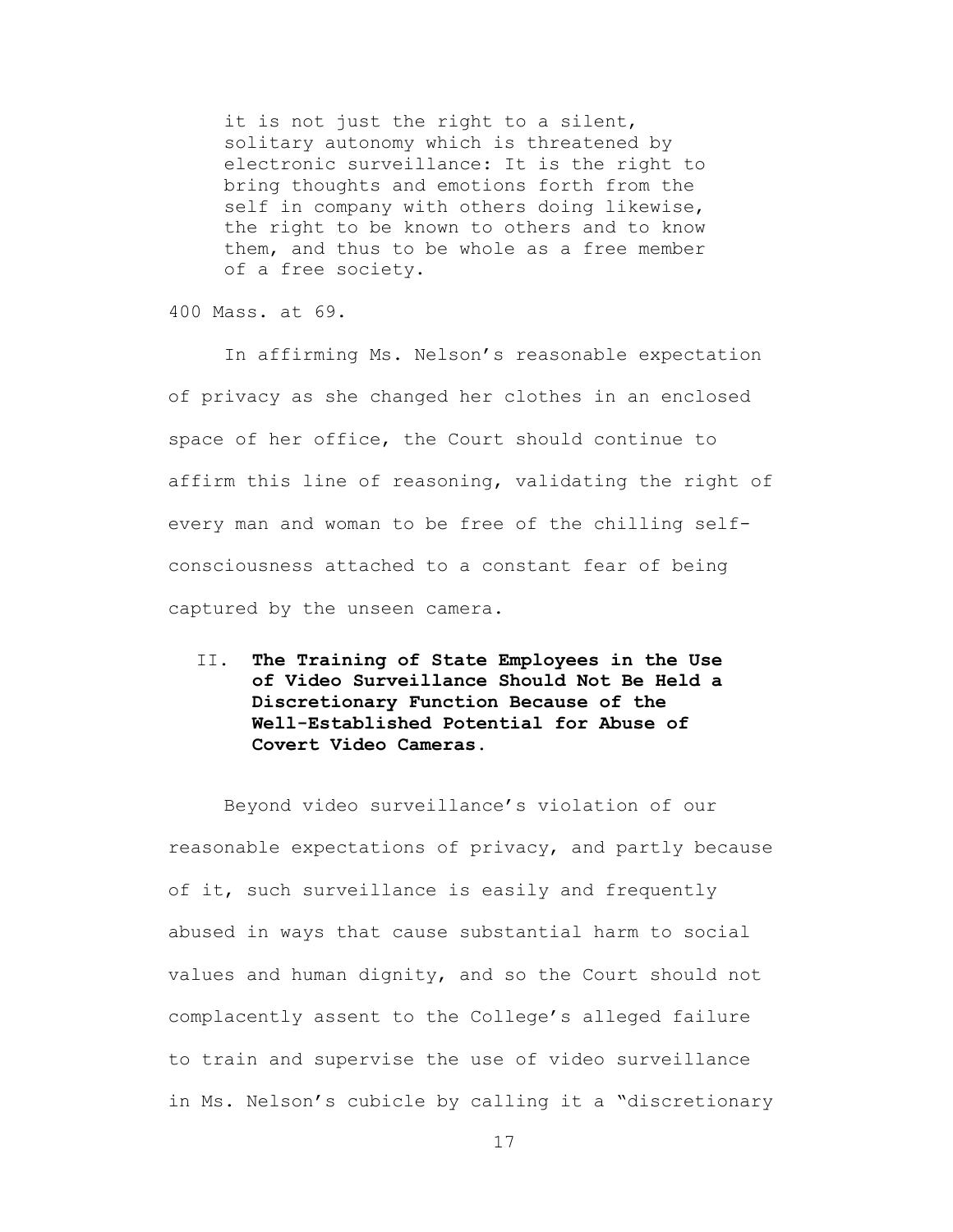> it is not just the right to a silent, solitary autonomy which is threatened by electronic surveillance: It is the right to bring thoughts and emotions forth from the self in company with others doing likewise, the right to be known to others and to know them, and thus to be whole as a free member of a free society.

400 Mass. at 69.

In affirming Ms. Nelson's reasonable expectation of privacy as she changed her clothes in an enclosed space of her office, the Court should continue to affirm this line of reasoning, validating the right of every man and woman to be free of the chilling self-consciousness attached to a constant fear of being captured by the unseen camera.

## II. **The Training of State Employees in the Use of Video Surveillance Should Not Be Held a Discretionary Function Because of the Well-Established Potential for Abuse of Covert Video Cameras.**

Beyond video surveillance's violation of our reasonable expectations of privacy, and partly because of it, such surveillance is easily and frequently abused in ways that cause substantial harm to social values and human dignity, and so the Court should not complacently assent to the College's alleged failure to train and supervise the use of video surveillance in Ms. Nelson's cubicle by calling it a "discretionary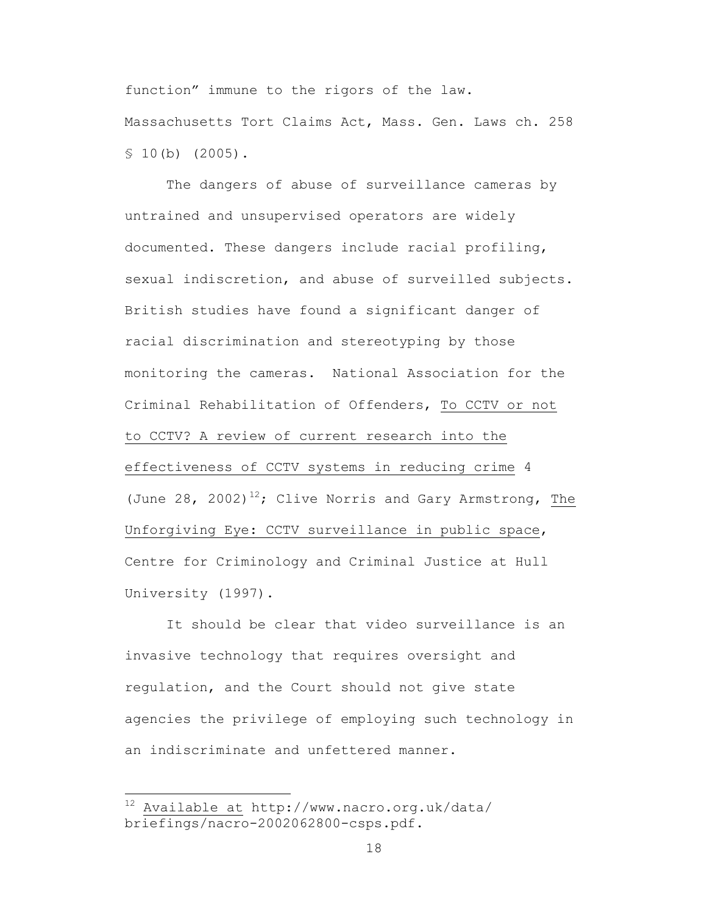function" immune to the rigors of the law. Massachusetts Tort Claims Act, Mass. Gen. Laws ch. 258 § 10(b) (2005).

The dangers of abuse of surveillance cameras by untrained and unsupervised operators are widely documented. These dangers include racial profiling, sexual indiscretion, and abuse of surveilled subjects. British studies have found a significant danger of racial discrimination and stereotyping by those monitoring the cameras. National Association for the Criminal Rehabilitation of Offenders, To CCTV or not to CCTV? A review of current research into the effectiveness of CCTV systems in reducing crime 4 (June 28, 2002)[12]; Clive Norris and Gary Armstrong, The Unforgiving Eye: CCTV surveillance in public space, Centre for Criminology and Criminal Justice at Hull University (1997).

It should be clear that video surveillance is an invasive technology that requires oversight and regulation, and the Court should not give state agencies the privilege of employing such technology in an indiscriminate and unfettered manner.

---

[12] Available at http://www.nacro.org.uk/data/briefings/nacro-2002062800-csps.pdf.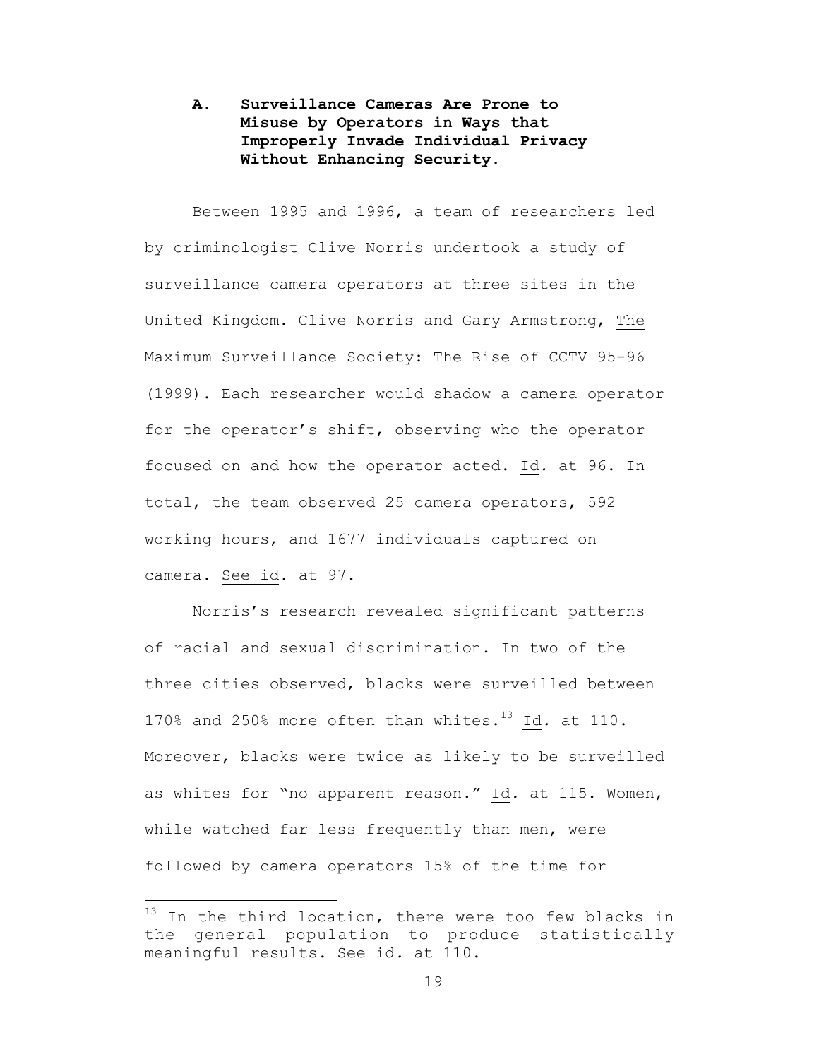### A. Surveillance Cameras Are Prone to Misuse by Operators in Ways that Improperly Invade Individual Privacy Without Enhancing Security.

Between 1995 and 1996, a team of researchers led by criminologist Clive Norris undertook a study of surveillance camera operators at three sites in the United Kingdom. Clive Norris and Gary Armstrong, The Maximum Surveillance Society: The Rise of CCTV 95-96 (1999). Each researcher would shadow a camera operator for the operator's shift, observing who the operator focused on and how the operator acted. *Id.* at 96. In total, the team observed 25 camera operators, 592 working hours, and 1677 individuals captured on camera. *See id.* at 97.

Norris's research revealed significant patterns of racial and sexual discrimination. In two of the three cities observed, blacks were surveilled between 170% and 250% more often than whites.[13] *Id.* at 110. Moreover, blacks were twice as likely to be surveilled as whites for "no apparent reason." *Id.* at 115. Women, while watched far less frequently than men, were followed by camera operators 15% of the time for

[13] In the third location, there were too few blacks in the general population to produce statistically meaningful results. *See id.* at 110.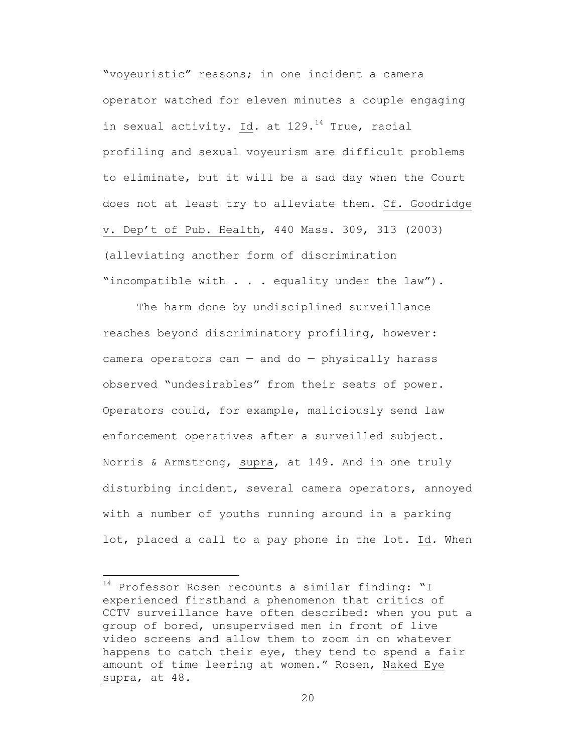"voyeuristic" reasons; in one incident a camera operator watched for eleven minutes a couple engaging in sexual activity. Id. at 129.[14] True, racial profiling and sexual voyeurism are difficult problems to eliminate, but it will be a sad day when the Court does not at least try to alleviate them. Cf. Goodridge v. Dep't of Pub. Health, 440 Mass. 309, 313 (2003) (alleviating another form of discrimination "incompatible with . . . equality under the law").

The harm done by undisciplined surveillance reaches beyond discriminatory profiling, however: camera operators can — and do — physically harass observed "undesirables" from their seats of power. Operators could, for example, maliciously send law enforcement operatives after a surveilled subject. Norris & Armstrong, supra, at 149. And in one truly disturbing incident, several camera operators, annoyed with a number of youths running around in a parking lot, placed a call to a pay phone in the lot. Id. When

---

[14] Professor Rosen recounts a similar finding: "I experienced firsthand a phenomenon that critics of CCTV surveillance have often described: when you put a group of bored, unsupervised men in front of live video screens and allow them to zoom in on whatever happens to catch their eye, they tend to spend a fair amount of time leering at women." Rosen, Naked Eye supra, at 48.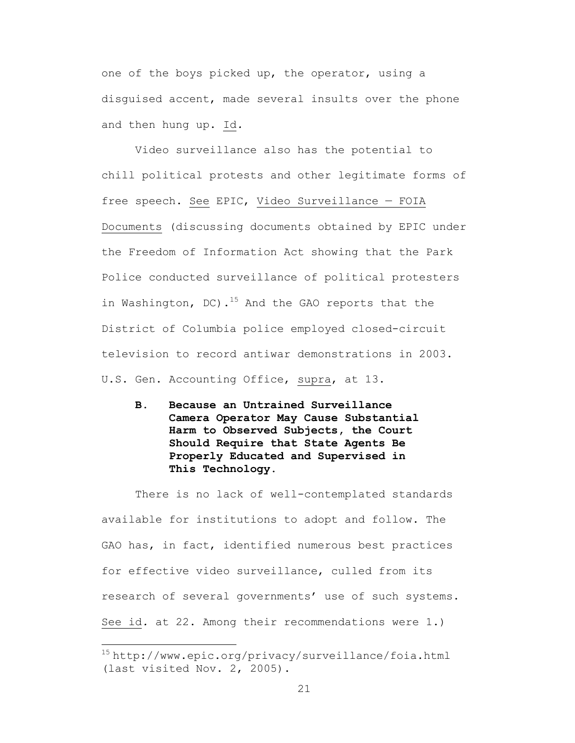one of the boys picked up, the operator, using a disguised accent, made several insults over the phone and then hung up. Id.

Video surveillance also has the potential to chill political protests and other legitimate forms of free speech. See EPIC, Video Surveillance — FOIA Documents (discussing documents obtained by EPIC under the Freedom of Information Act showing that the Park Police conducted surveillance of political protesters in Washington, DC).[15] And the GAO reports that the District of Columbia police employed closed-circuit television to record antiwar demonstrations in 2003. U.S. Gen. Accounting Office, supra, at 13.

**B. Because an Untrained Surveillance Camera Operator May Cause Substantial Harm to Observed Subjects, the Court Should Require that State Agents Be Properly Educated and Supervised in This Technology.**

There is no lack of well-contemplated standards available for institutions to adopt and follow. The GAO has, in fact, identified numerous best practices for effective video surveillance, culled from its research of several governments' use of such systems. See id. at 22. Among their recommendations were 1.)

[15] http://www.epic.org/privacy/surveillance/foia.html (last visited Nov. 2, 2005).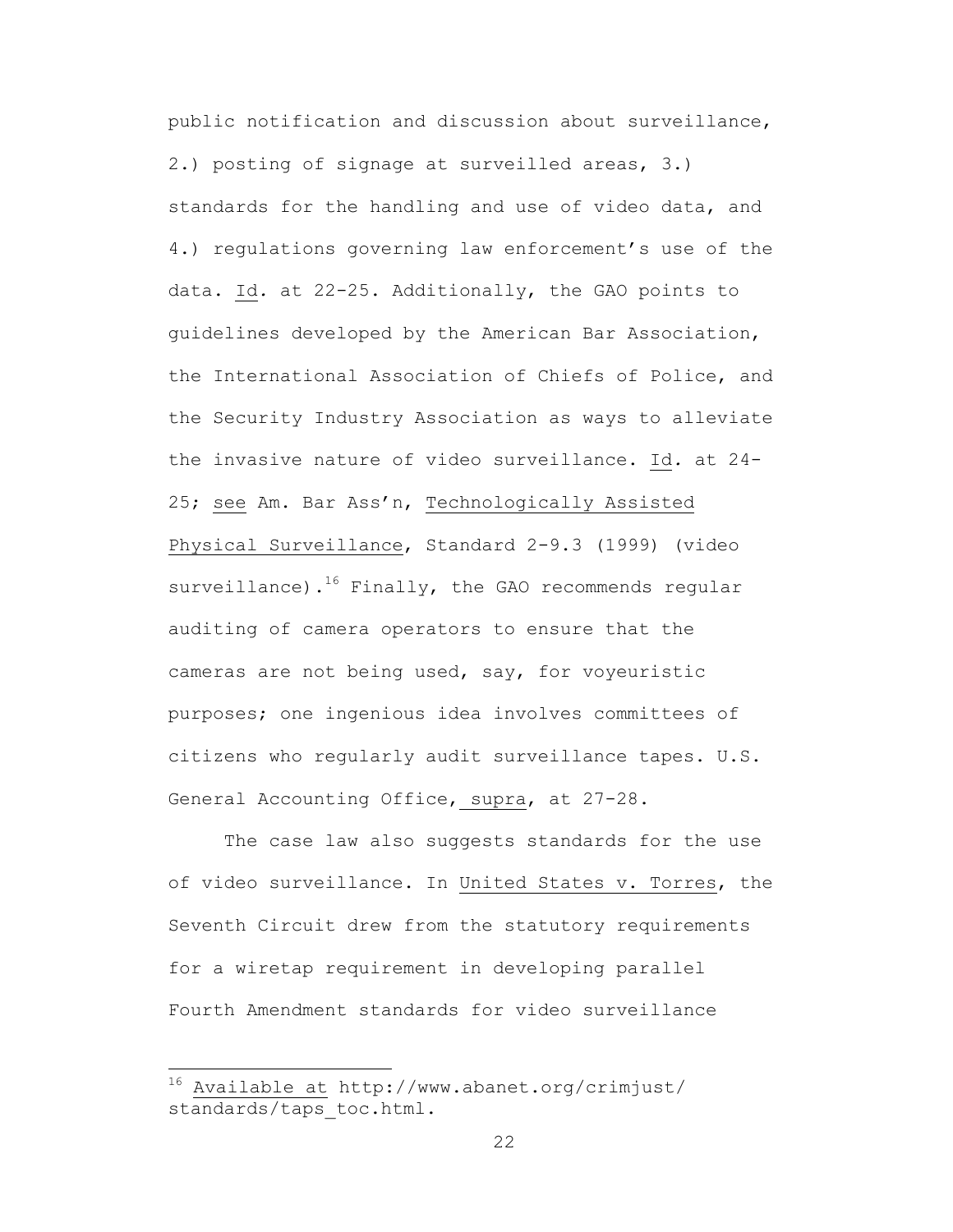public notification and discussion about surveillance, 2.) posting of signage at surveilled areas, 3.) standards for the handling and use of video data, and 4.) regulations governing law enforcement's use of the data. Id. at 22-25. Additionally, the GAO points to guidelines developed by the American Bar Association, the International Association of Chiefs of Police, and the Security Industry Association as ways to alleviate the invasive nature of video surveillance. Id. at 24-25; see Am. Bar Ass'n, Technologically Assisted Physical Surveillance, Standard 2-9.3 (1999) (video surveillance).[16] Finally, the GAO recommends regular auditing of camera operators to ensure that the cameras are not being used, say, for voyeuristic purposes; one ingenious idea involves committees of citizens who regularly audit surveillance tapes. U.S. General Accounting Office, supra, at 27-28.

The case law also suggests standards for the use of video surveillance. In United States v. Torres, the Seventh Circuit drew from the statutory requirements for a wiretap requirement in developing parallel Fourth Amendment standards for video surveillance

---

[16] Available at http://www.abanet.org/crimjust/standards/taps_toc.html.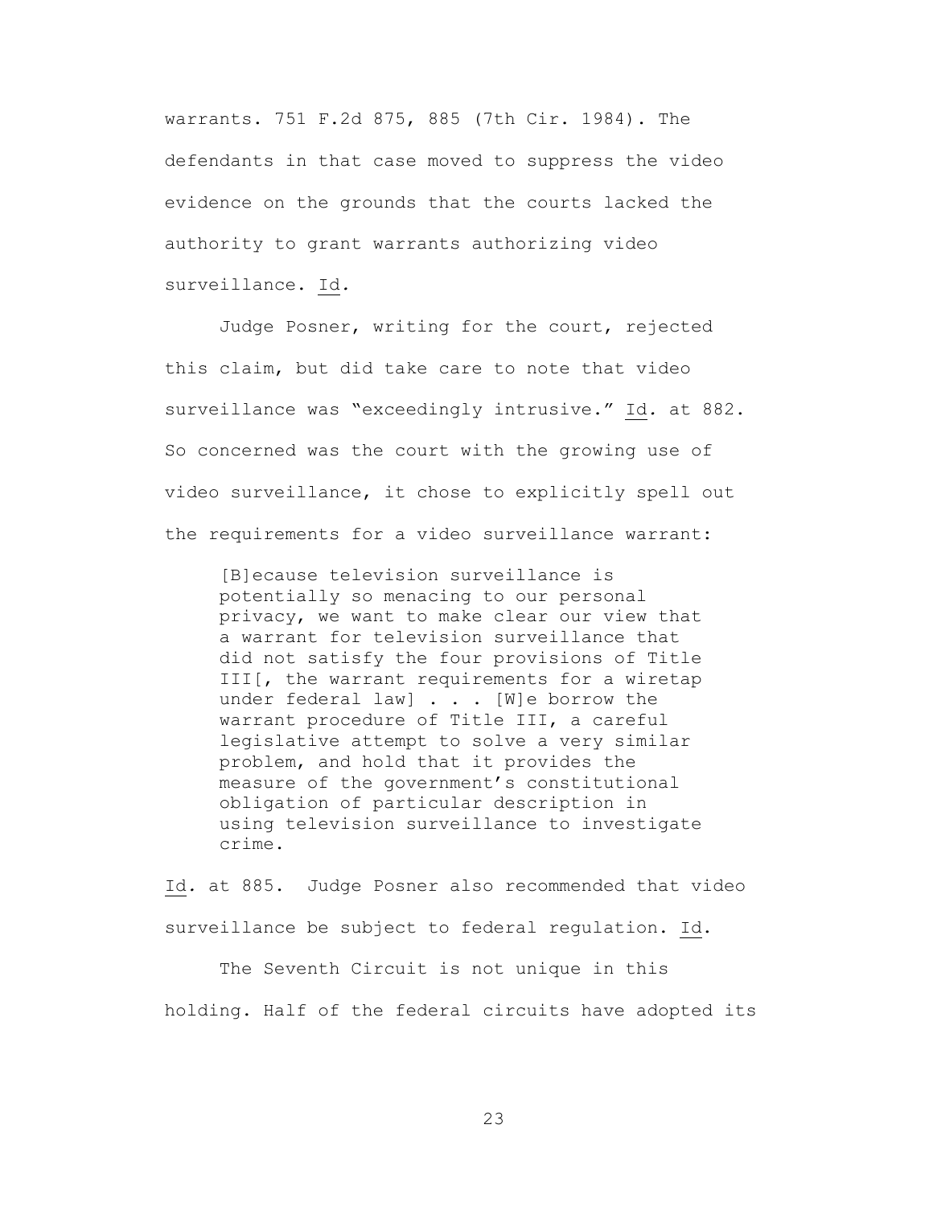warrants. 751 F.2d 875, 885 (7th Cir. 1984). The defendants in that case moved to suppress the video evidence on the grounds that the courts lacked the authority to grant warrants authorizing video surveillance. Id.

Judge Posner, writing for the court, rejected this claim, but did take care to note that video surveillance was "exceedingly intrusive." Id. at 882. So concerned was the court with the growing use of video surveillance, it chose to explicitly spell out the requirements for a video surveillance warrant:

> [B]ecause television surveillance is potentially so menacing to our personal privacy, we want to make clear our view that a warrant for television surveillance that did not satisfy the four provisions of Title III[, the warrant requirements for a wiretap under federal law] . . . [W]e borrow the warrant procedure of Title III, a careful legislative attempt to solve a very similar problem, and hold that it provides the measure of the government's constitutional obligation of particular description in using television surveillance to investigate crime.

Id. at 885. Judge Posner also recommended that video surveillance be subject to federal regulation. Id.

The Seventh Circuit is not unique in this holding. Half of the federal circuits have adopted its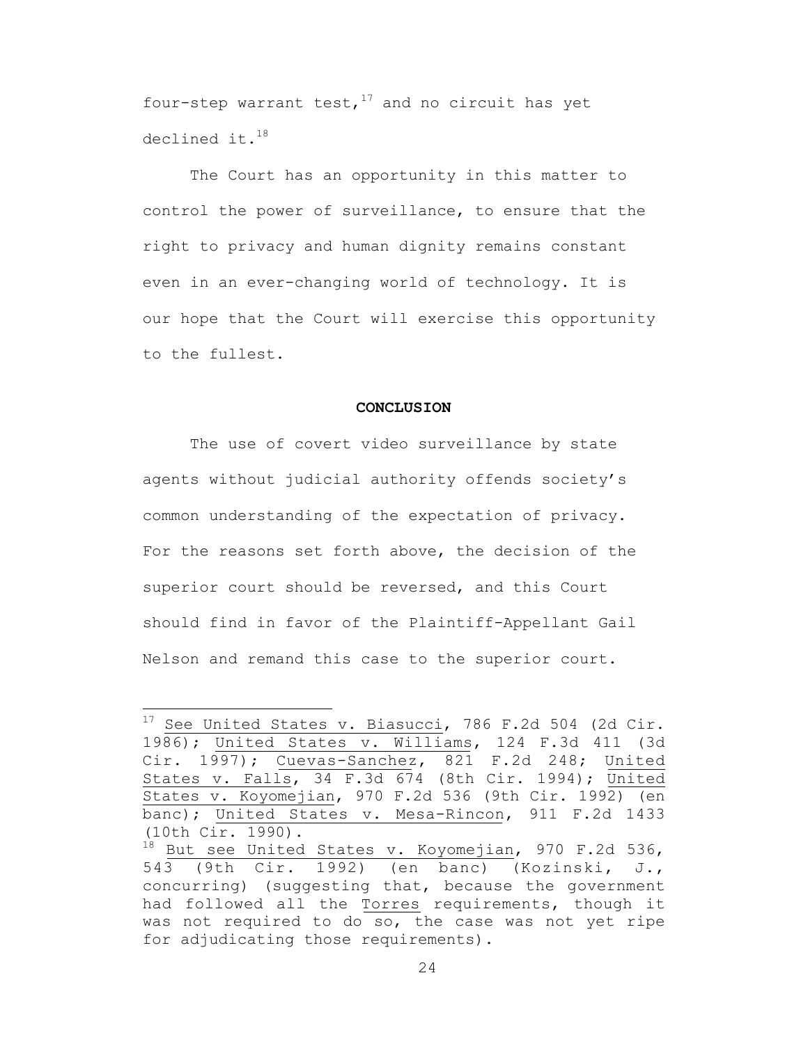four-step warrant test,[17] and no circuit has yet declined it.[18]

The Court has an opportunity in this matter to control the power of surveillance, to ensure that the right to privacy and human dignity remains constant even in an ever-changing world of technology. It is our hope that the Court will exercise this opportunity to the fullest.

## CONCLUSION

The use of covert video surveillance by state agents without judicial authority offends society's common understanding of the expectation of privacy. For the reasons set forth above, the decision of the superior court should be reversed, and this Court should find in favor of the Plaintiff-Appellant Gail Nelson and remand this case to the superior court.

---

[17] See United States v. Biasucci, 786 F.2d 504 (2d Cir. 1986); United States v. Williams, 124 F.3d 411 (3d Cir. 1997); Cuevas-Sanchez, 821 F.2d 248; United States v. Falls, 34 F.3d 674 (8th Cir. 1994); United States v. Koyomejian, 970 F.2d 536 (9th Cir. 1992) (en banc); United States v. Mesa-Rincon, 911 F.2d 1433 (10th Cir. 1990).

[18] But see United States v. Koyomejian, 970 F.2d 536, 543 (9th Cir. 1992) (en banc) (Kozinski, J., concurring) (suggesting that, because the government had followed all the Torres requirements, though it was not required to do so, the case was not yet ripe for adjudicating those requirements).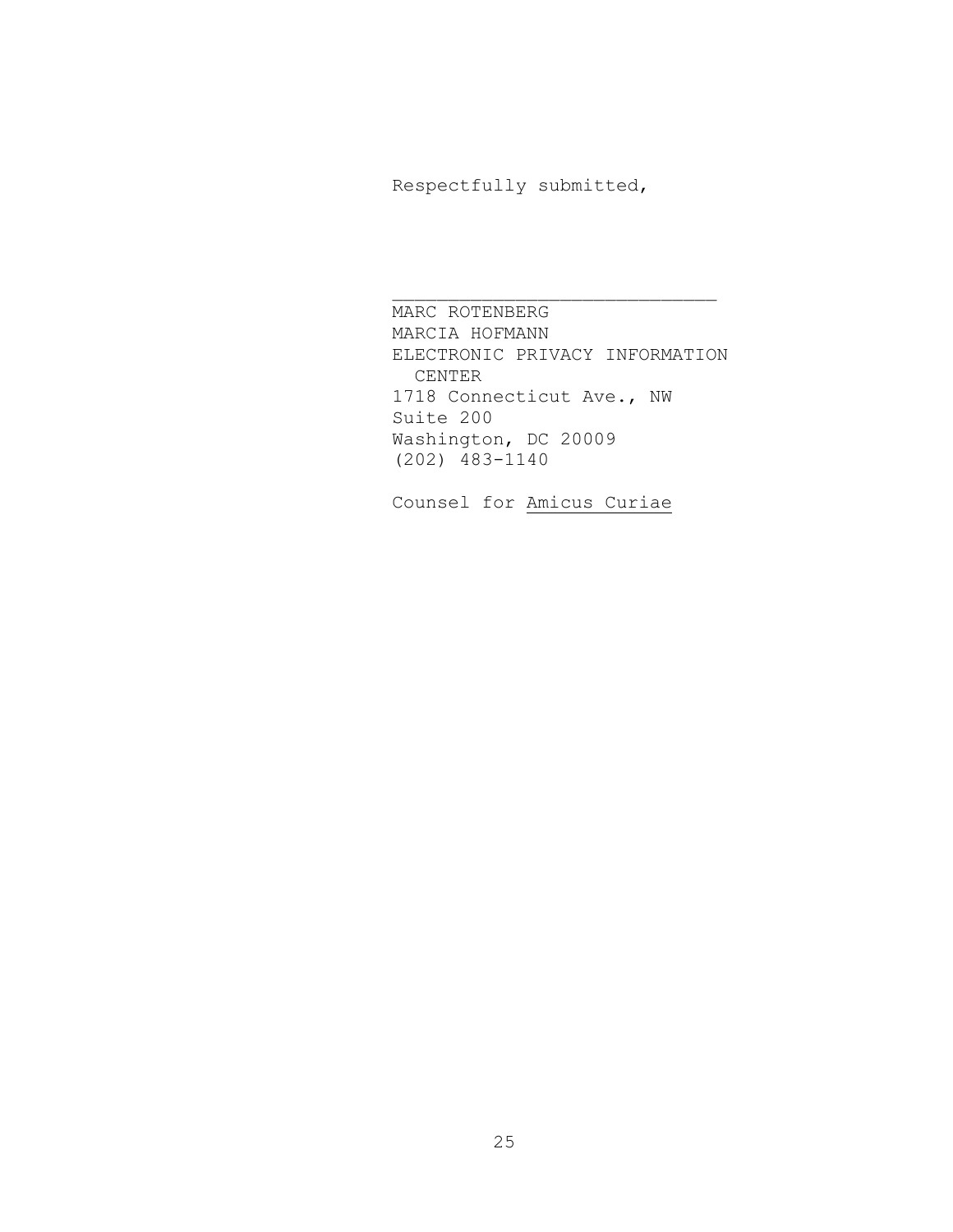Respectfully submitted,

______________________________
MARC ROTENBERG
MARCIA HOFMANN
ELECTRONIC PRIVACY INFORMATION
  CENTER
1718 Connecticut Ave., NW
Suite 200
Washington, DC 20009
(202) 483-1140

Counsel for Amicus Curiae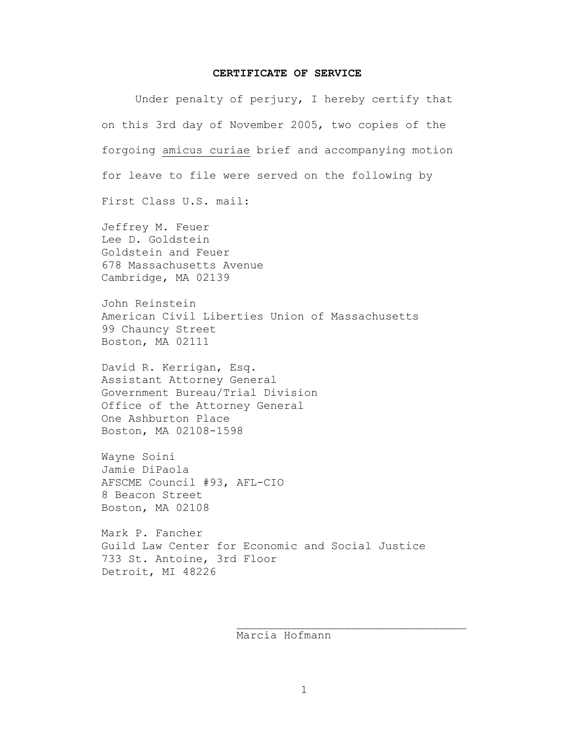**CERTIFICATE OF SERVICE**

Under penalty of perjury, I hereby certify that on this 3rd day of November 2005, two copies of the forgoing amicus curiae brief and accompanying motion for leave to file were served on the following by First Class U.S. mail:

Jeffrey M. Feuer  
Lee D. Goldstein  
Goldstein and Feuer  
678 Massachusetts Avenue  
Cambridge, MA 02139

John Reinstein  
American Civil Liberties Union of Massachusetts  
99 Chauncy Street  
Boston, MA 02111

David R. Kerrigan, Esq.  
Assistant Attorney General  
Government Bureau/Trial Division  
Office of the Attorney General  
One Ashburton Place  
Boston, MA 02108-1598

Wayne Soini  
Jamie DiPaola  
AFSCME Council #93, AFL-CIO  
8 Beacon Street  
Boston, MA 02108

Mark P. Fancher  
Guild Law Center for Economic and Social Justice  
733 St. Antoine, 3rd Floor  
Detroit, MI 48226

\_\_\_\_\_\_\_\_\_\_\_\_\_\_\_\_\_\_\_\_\_\_\_\_\_\_\_\_\_\_\_\_\_\_  
Marcia Hofmann